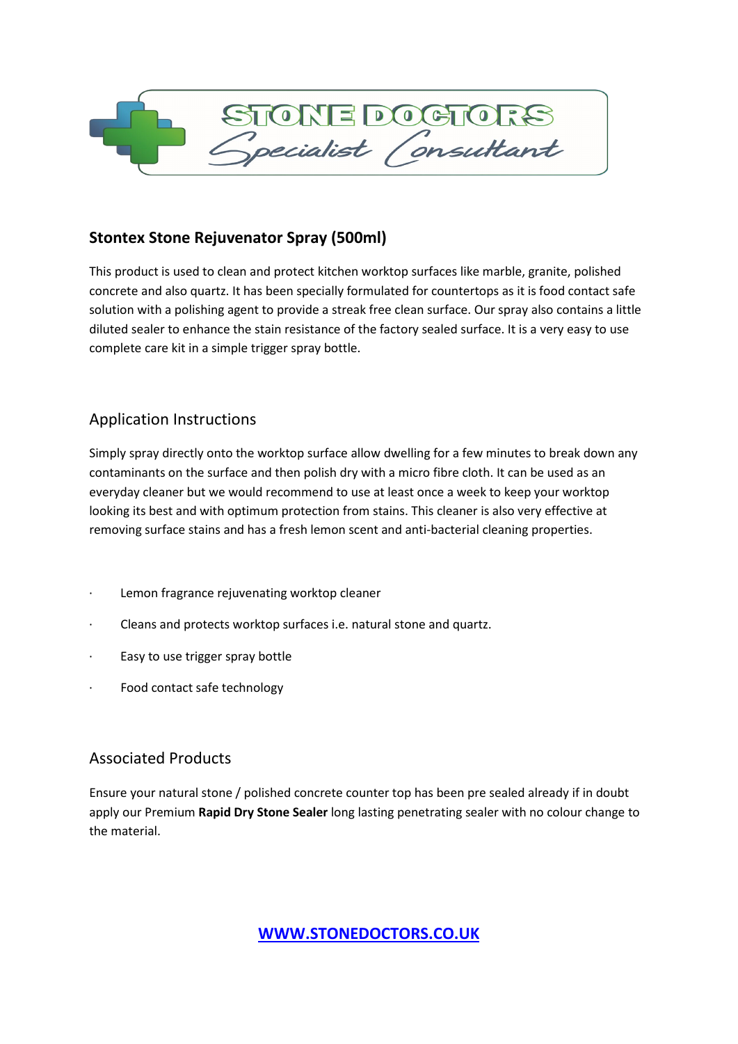STONE DOCTORS
Specialist Consultant

## Stontex Stone Rejuvenator Spray (500ml)

This product is used to clean and protect kitchen worktop surfaces like marble, granite, polished concrete and also quartz. It has been specially formulated for countertops as it is food contact safe solution with a polishing agent to provide a streak free clean surface. Our spray also contains a little diluted sealer to enhance the stain resistance of the factory sealed surface. It is a very easy to use complete care kit in a simple trigger spray bottle.

### Application Instructions

Simply spray directly onto the worktop surface allow dwelling for a few minutes to break down any contaminants on the surface and then polish dry with a micro fibre cloth. It can be used as an everyday cleaner but we would recommend to use at least once a week to keep your worktop looking its best and with optimum protection from stains. This cleaner is also very effective at removing surface stains and has a fresh lemon scent and anti-bacterial cleaning properties.

- Lemon fragrance rejuvenating worktop cleaner
- Cleans and protects worktop surfaces i.e. natural stone and quartz.
- Easy to use trigger spray bottle
- Food contact safe technology

### Associated Products

Ensure your natural stone / polished concrete counter top has been pre sealed already if in doubt apply our Premium **Rapid Dry Stone Sealer** long lasting penetrating sealer with no colour change to the material.

**WWW.STONEDOCTORS.CO.UK**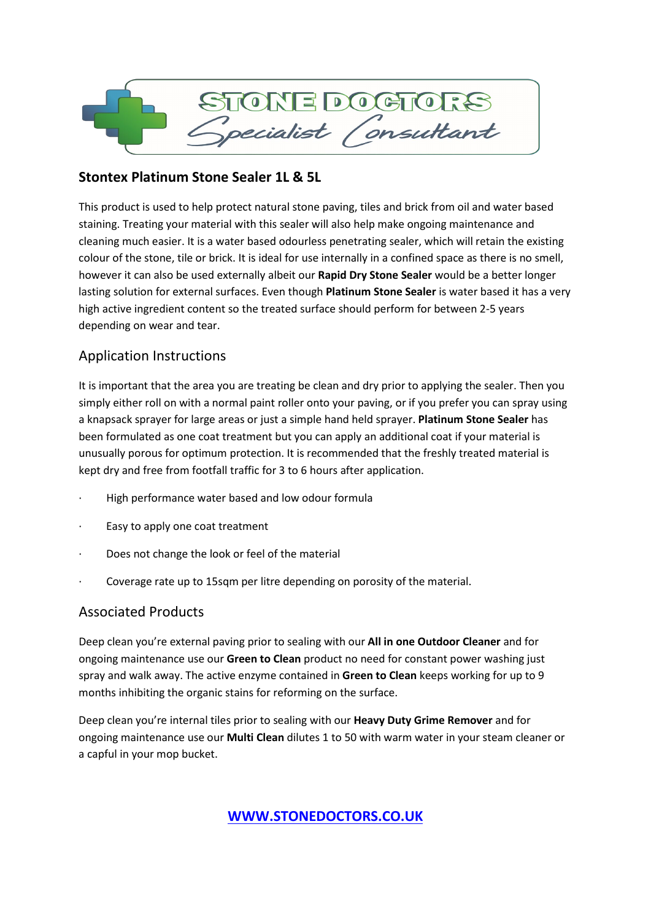STONE DOCTORS
Specialist Consultant

## Stontex Platinum Stone Sealer 1L & 5L

This product is used to help protect natural stone paving, tiles and brick from oil and water based staining. Treating your material with this sealer will also help make ongoing maintenance and cleaning much easier. It is a water based odourless penetrating sealer, which will retain the existing colour of the stone, tile or brick. It is ideal for use internally in a confined space as there is no smell, however it can also be used externally albeit our **Rapid Dry Stone Sealer** would be a better longer lasting solution for external surfaces. Even though **Platinum Stone Sealer** is water based it has a very high active ingredient content so the treated surface should perform for between 2-5 years depending on wear and tear.

### Application Instructions

It is important that the area you are treating be clean and dry prior to applying the sealer. Then you simply either roll on with a normal paint roller onto your paving, or if you prefer you can spray using a knapsack sprayer for large areas or just a simple hand held sprayer. **Platinum Stone Sealer** has been formulated as one coat treatment but you can apply an additional coat if your material is unusually porous for optimum protection. It is recommended that the freshly treated material is kept dry and free from footfall traffic for 3 to 6 hours after application.

- High performance water based and low odour formula
- Easy to apply one coat treatment
- Does not change the look or feel of the material
- Coverage rate up to 15sqm per litre depending on porosity of the material.

### Associated Products

Deep clean you're external paving prior to sealing with our **All in one Outdoor Cleaner** and for ongoing maintenance use our **Green to Clean** product no need for constant power washing just spray and walk away. The active enzyme contained in **Green to Clean** keeps working for up to 9 months inhibiting the organic stains for reforming on the surface.

Deep clean you're internal tiles prior to sealing with our **Heavy Duty Grime Remover** and for ongoing maintenance use our **Multi Clean** dilutes 1 to 50 with warm water in your steam cleaner or a capful in your mop bucket.

[WWW.STONEDOCTORS.CO.UK](http://WWW.STONEDOCTORS.CO.UK)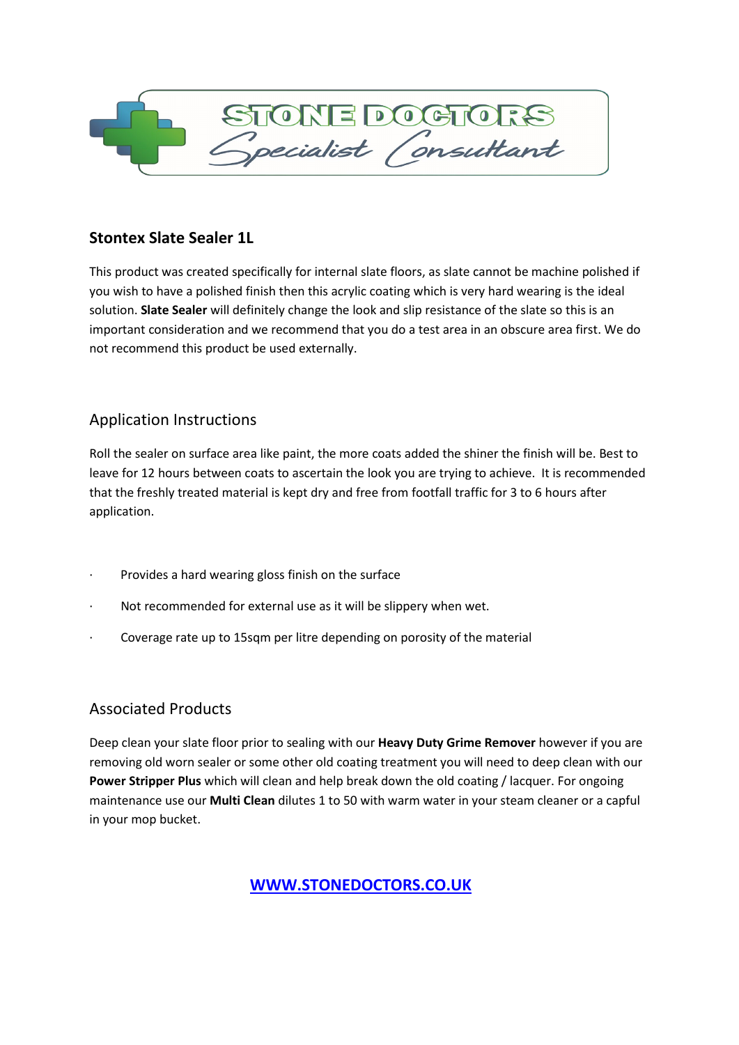## Stontex Slate Sealer 1L

This product was created specifically for internal slate floors, as slate cannot be machine polished if you wish to have a polished finish then this acrylic coating which is very hard wearing is the ideal solution. **Slate Sealer** will definitely change the look and slip resistance of the slate so this is an important consideration and we recommend that you do a test area in an obscure area first. We do not recommend this product be used externally.

### Application Instructions

Roll the sealer on surface area like paint, the more coats added the shiner the finish will be. Best to leave for 12 hours between coats to ascertain the look you are trying to achieve. It is recommended that the freshly treated material is kept dry and free from footfall traffic for 3 to 6 hours after application.

- Provides a hard wearing gloss finish on the surface
- Not recommended for external use as it will be slippery when wet.
- Coverage rate up to 15sqm per litre depending on porosity of the material

### Associated Products

Deep clean your slate floor prior to sealing with our **Heavy Duty Grime Remover** however if you are removing old worn sealer or some other old coating treatment you will need to deep clean with our **Power Stripper Plus** which will clean and help break down the old coating / lacquer. For ongoing maintenance use our **Multi Clean** dilutes 1 to 50 with warm water in your steam cleaner or a capful in your mop bucket.

**WWW.STONEDOCTORS.CO.UK**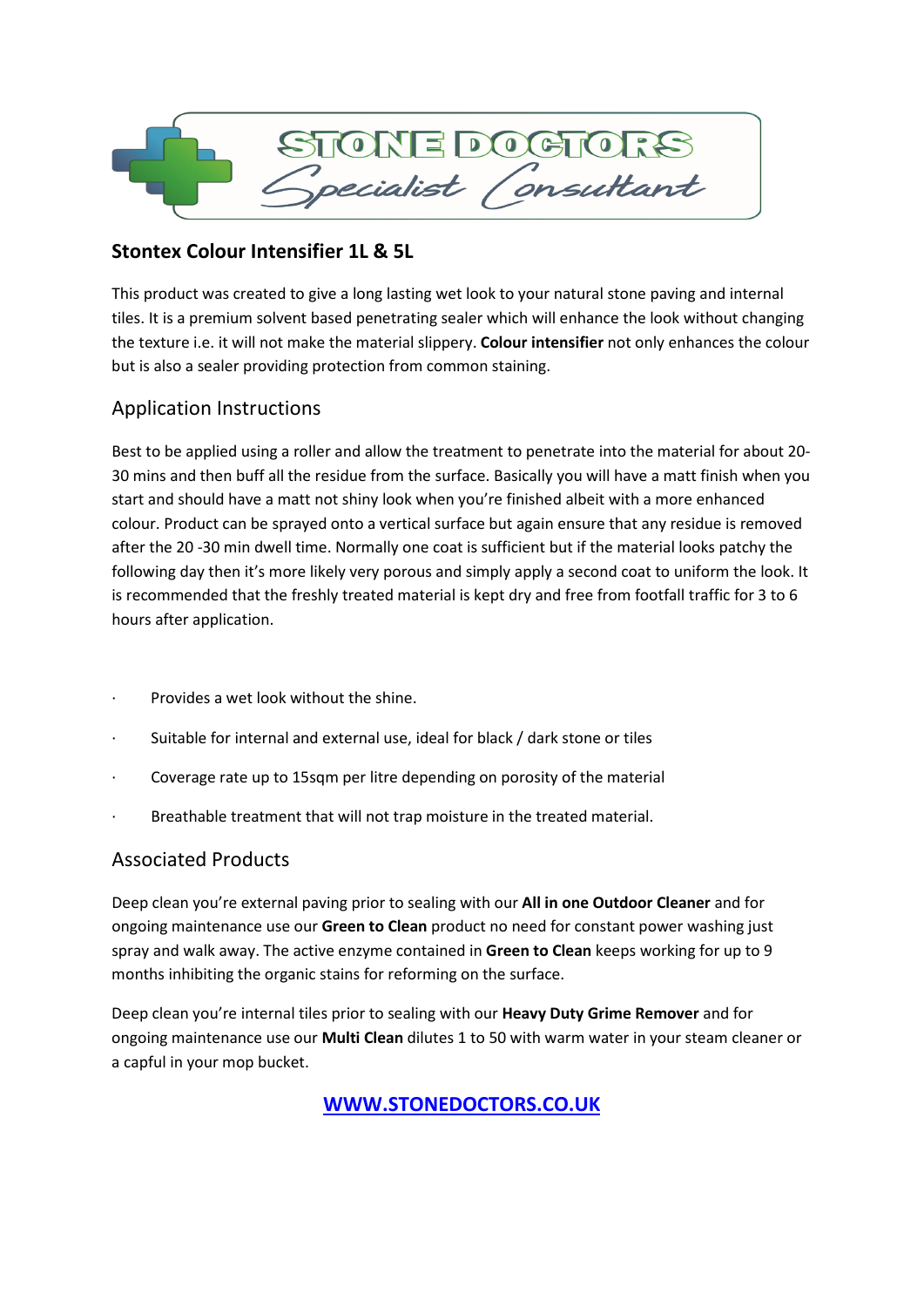STONE DOCTORS
Specialist Consultant

## Stontex Colour Intensifier 1L & 5L

This product was created to give a long lasting wet look to your natural stone paving and internal tiles. It is a premium solvent based penetrating sealer which will enhance the look without changing the texture i.e. it will not make the material slippery. **Colour intensifier** not only enhances the colour but is also a sealer providing protection from common staining.

### Application Instructions

Best to be applied using a roller and allow the treatment to penetrate into the material for about 20-30 mins and then buff all the residue from the surface. Basically you will have a matt finish when you start and should have a matt not shiny look when you're finished albeit with a more enhanced colour. Product can be sprayed onto a vertical surface but again ensure that any residue is removed after the 20 -30 min dwell time. Normally one coat is sufficient but if the material looks patchy the following day then it's more likely very porous and simply apply a second coat to uniform the look. It is recommended that the freshly treated material is kept dry and free from footfall traffic for 3 to 6 hours after application.

- Provides a wet look without the shine.
- Suitable for internal and external use, ideal for black / dark stone or tiles
- Coverage rate up to 15sqm per litre depending on porosity of the material
- Breathable treatment that will not trap moisture in the treated material.

### Associated Products

Deep clean you're external paving prior to sealing with our **All in one Outdoor Cleaner** and for ongoing maintenance use our **Green to Clean** product no need for constant power washing just spray and walk away. The active enzyme contained in **Green to Clean** keeps working for up to 9 months inhibiting the organic stains for reforming on the surface.

Deep clean you're internal tiles prior to sealing with our **Heavy Duty Grime Remover** and for ongoing maintenance use our **Multi Clean** dilutes 1 to 50 with warm water in your steam cleaner or a capful in your mop bucket.

**WWW.STONEDOCTORS.CO.UK**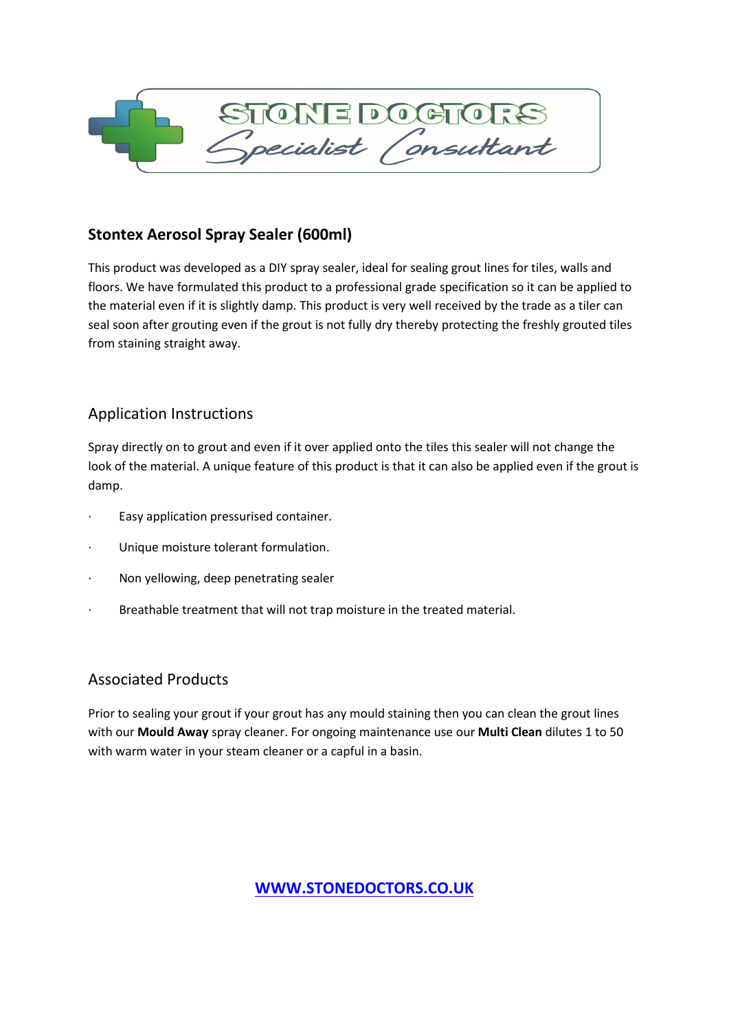STONE DOCTORS
Specialist Consultant

## Stontex Aerosol Spray Sealer (600ml)

This product was developed as a DIY spray sealer, ideal for sealing grout lines for tiles, walls and floors. We have formulated this product to a professional grade specification so it can be applied to the material even if it is slightly damp. This product is very well received by the trade as a tiler can seal soon after grouting even if the grout is not fully dry thereby protecting the freshly grouted tiles from staining straight away.

### Application Instructions

Spray directly on to grout and even if it over applied onto the tiles this sealer will not change the look of the material. A unique feature of this product is that it can also be applied even if the grout is damp.

- Easy application pressurised container.
- Unique moisture tolerant formulation.
- Non yellowing, deep penetrating sealer
- Breathable treatment that will not trap moisture in the treated material.

### Associated Products

Prior to sealing your grout if your grout has any mould staining then you can clean the grout lines with our **Mould Away** spray cleaner. For ongoing maintenance use our **Multi Clean** dilutes 1 to 50 with warm water in your steam cleaner or a capful in a basin.

**WWW.STONEDOCTORS.CO.UK**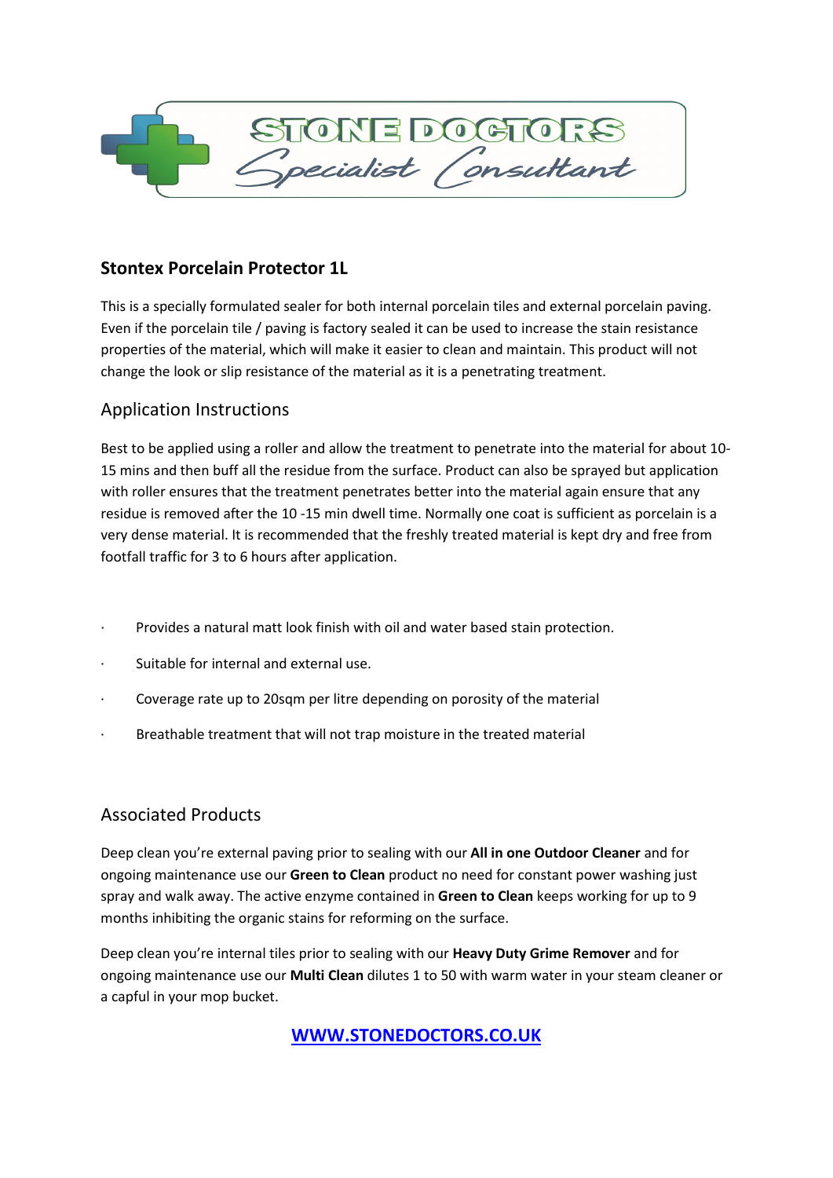STONE DOCTORS
Specialist Consultant

## Stontex Porcelain Protector 1L

This is a specially formulated sealer for both internal porcelain tiles and external porcelain paving. Even if the porcelain tile / paving is factory sealed it can be used to increase the stain resistance properties of the material, which will make it easier to clean and maintain. This product will not change the look or slip resistance of the material as it is a penetrating treatment.

### Application Instructions

Best to be applied using a roller and allow the treatment to penetrate into the material for about 10-15 mins and then buff all the residue from the surface. Product can also be sprayed but application with roller ensures that the treatment penetrates better into the material again ensure that any residue is removed after the 10 -15 min dwell time. Normally one coat is sufficient as porcelain is a very dense material. It is recommended that the freshly treated material is kept dry and free from footfall traffic for 3 to 6 hours after application.

- Provides a natural matt look finish with oil and water based stain protection.
- Suitable for internal and external use.
- Coverage rate up to 20sqm per litre depending on porosity of the material
- Breathable treatment that will not trap moisture in the treated material

### Associated Products

Deep clean you're external paving prior to sealing with our **All in one Outdoor Cleaner** and for ongoing maintenance use our **Green to Clean** product no need for constant power washing just spray and walk away. The active enzyme contained in **Green to Clean** keeps working for up to 9 months inhibiting the organic stains for reforming on the surface.

Deep clean you're internal tiles prior to sealing with our **Heavy Duty Grime Remover** and for ongoing maintenance use our **Multi Clean** dilutes 1 to 50 with warm water in your steam cleaner or a capful in your mop bucket.

**WWW.STONEDOCTORS.CO.UK**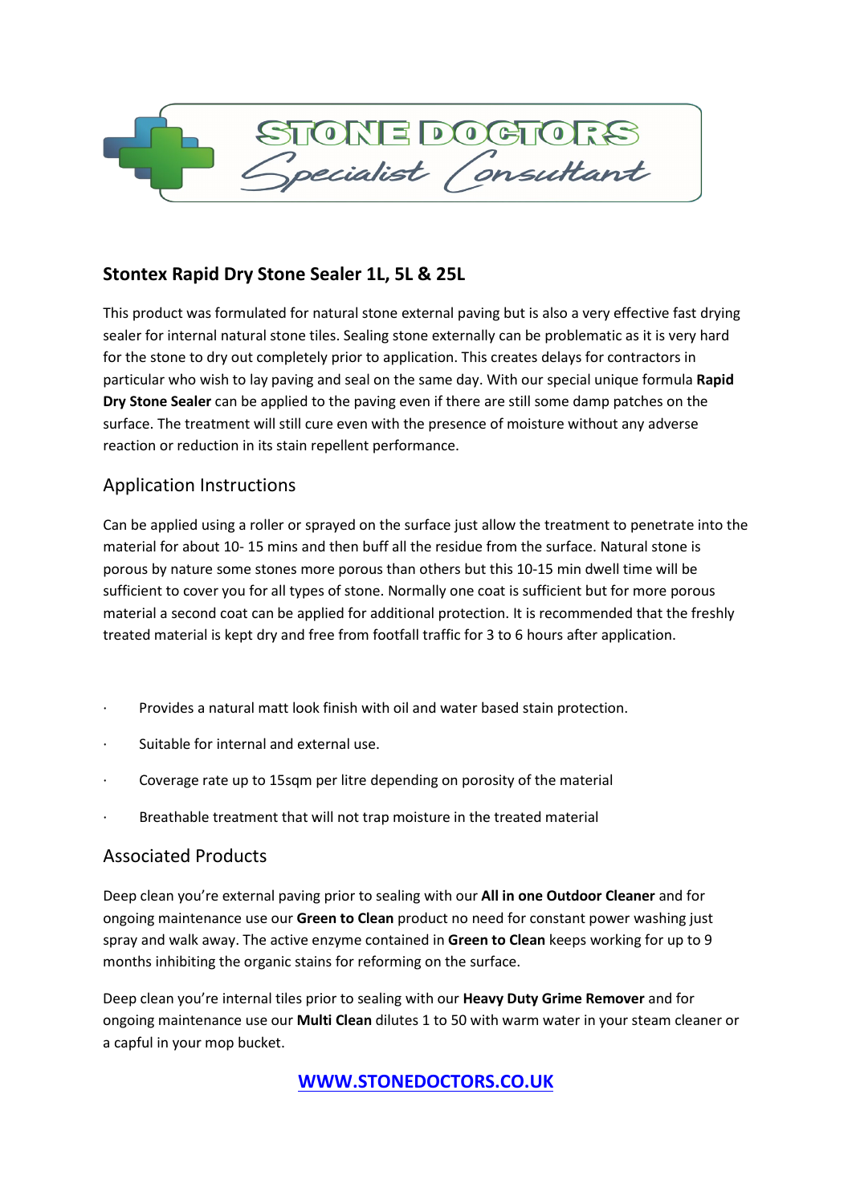STONE DOCTORS
Specialist Consultant

## Stontex Rapid Dry Stone Sealer 1L, 5L & 25L

This product was formulated for natural stone external paving but is also a very effective fast drying sealer for internal natural stone tiles. Sealing stone externally can be problematic as it is very hard for the stone to dry out completely prior to application. This creates delays for contractors in particular who wish to lay paving and seal on the same day. With our special unique formula **Rapid Dry Stone Sealer** can be applied to the paving even if there are still some damp patches on the surface. The treatment will still cure even with the presence of moisture without any adverse reaction or reduction in its stain repellent performance.

### Application Instructions

Can be applied using a roller or sprayed on the surface just allow the treatment to penetrate into the material for about 10- 15 mins and then buff all the residue from the surface. Natural stone is porous by nature some stones more porous than others but this 10-15 min dwell time will be sufficient to cover you for all types of stone. Normally one coat is sufficient but for more porous material a second coat can be applied for additional protection. It is recommended that the freshly treated material is kept dry and free from footfall traffic for 3 to 6 hours after application.

- Provides a natural matt look finish with oil and water based stain protection.
- Suitable for internal and external use.
- Coverage rate up to 15sqm per litre depending on porosity of the material
- Breathable treatment that will not trap moisture in the treated material

### Associated Products

Deep clean you're external paving prior to sealing with our **All in one Outdoor Cleaner** and for ongoing maintenance use our **Green to Clean** product no need for constant power washing just spray and walk away. The active enzyme contained in **Green to Clean** keeps working for up to 9 months inhibiting the organic stains for reforming on the surface.

Deep clean you're internal tiles prior to sealing with our **Heavy Duty Grime Remover** and for ongoing maintenance use our **Multi Clean** dilutes 1 to 50 with warm water in your steam cleaner or a capful in your mop bucket.

**WWW.STONEDOCTORS.CO.UK**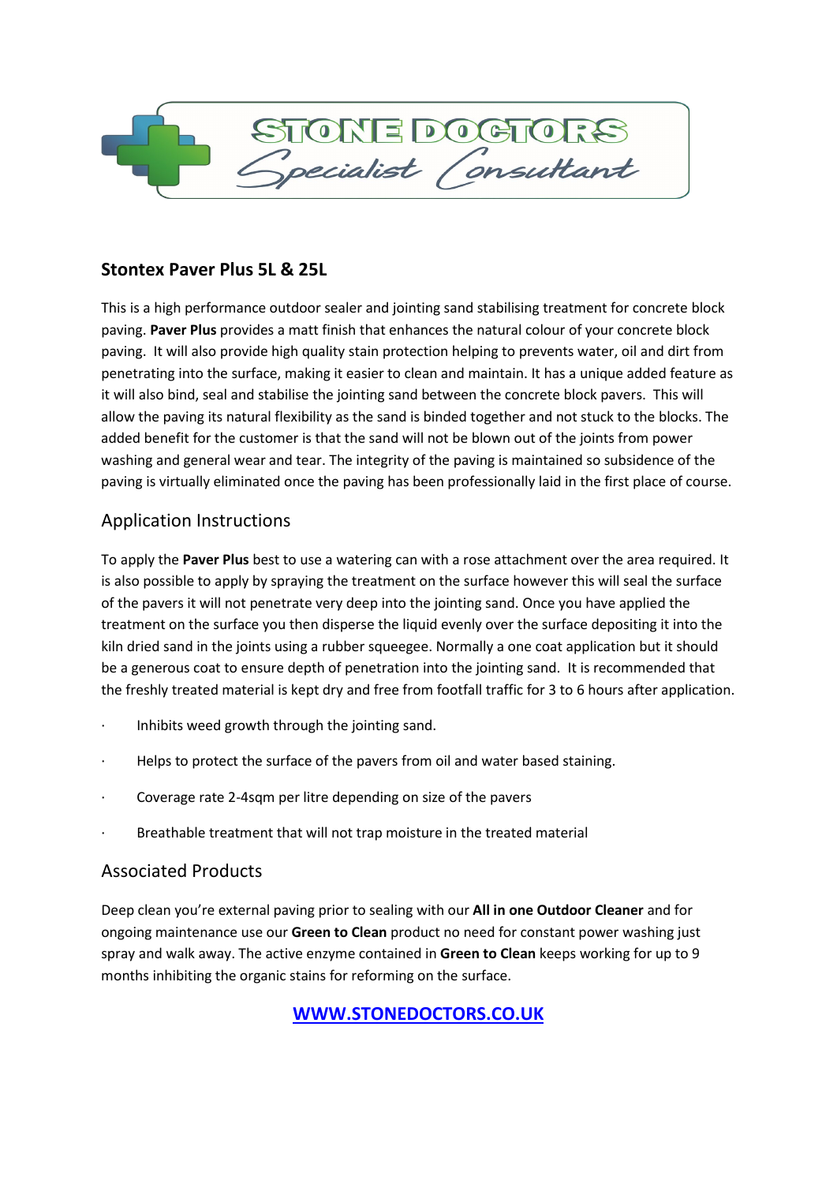## Stontex Paver Plus 5L & 25L

This is a high performance outdoor sealer and jointing sand stabilising treatment for concrete block paving. **Paver Plus** provides a matt finish that enhances the natural colour of your concrete block paving. It will also provide high quality stain protection helping to prevents water, oil and dirt from penetrating into the surface, making it easier to clean and maintain. It has a unique added feature as it will also bind, seal and stabilise the jointing sand between the concrete block pavers. This will allow the paving its natural flexibility as the sand is binded together and not stuck to the blocks. The added benefit for the customer is that the sand will not be blown out of the joints from power washing and general wear and tear. The integrity of the paving is maintained so subsidence of the paving is virtually eliminated once the paving has been professionally laid in the first place of course.

### Application Instructions

To apply the **Paver Plus** best to use a watering can with a rose attachment over the area required. It is also possible to apply by spraying the treatment on the surface however this will seal the surface of the pavers it will not penetrate very deep into the jointing sand. Once you have applied the treatment on the surface you then disperse the liquid evenly over the surface depositing it into the kiln dried sand in the joints using a rubber squeegee. Normally a one coat application but it should be a generous coat to ensure depth of penetration into the jointing sand. It is recommended that the freshly treated material is kept dry and free from footfall traffic for 3 to 6 hours after application.

- Inhibits weed growth through the jointing sand.
- Helps to protect the surface of the pavers from oil and water based staining.
- Coverage rate 2-4sqm per litre depending on size of the pavers
- Breathable treatment that will not trap moisture in the treated material

### Associated Products

Deep clean you're external paving prior to sealing with our **All in one Outdoor Cleaner** and for ongoing maintenance use our **Green to Clean** product no need for constant power washing just spray and walk away. The active enzyme contained in **Green to Clean** keeps working for up to 9 months inhibiting the organic stains for reforming on the surface.

**WWW.STONEDOCTORS.CO.UK**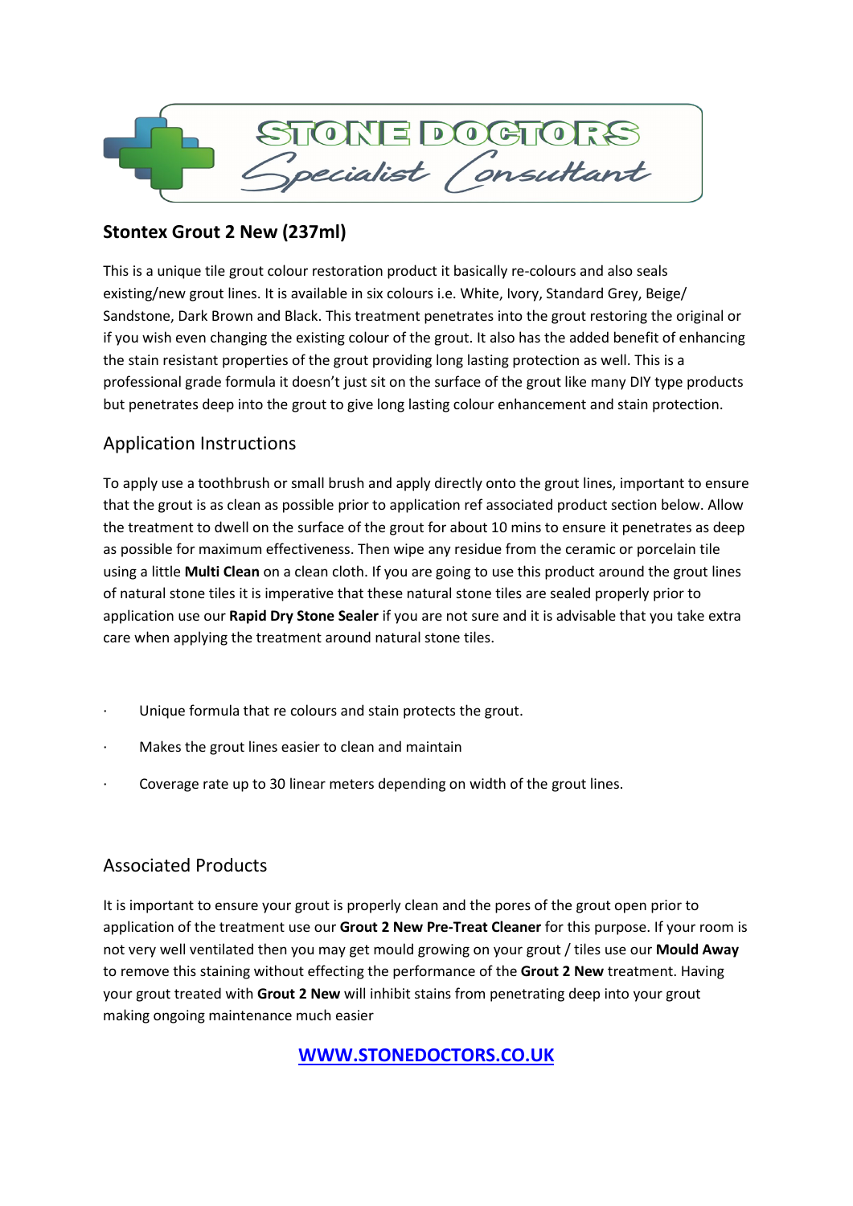STONE DOCTORS
Specialist Consultant

## Stontex Grout 2 New (237ml)

This is a unique tile grout colour restoration product it basically re-colours and also seals existing/new grout lines. It is available in six colours i.e. White, Ivory, Standard Grey, Beige/ Sandstone, Dark Brown and Black. This treatment penetrates into the grout restoring the original or if you wish even changing the existing colour of the grout. It also has the added benefit of enhancing the stain resistant properties of the grout providing long lasting protection as well. This is a professional grade formula it doesn't just sit on the surface of the grout like many DIY type products but penetrates deep into the grout to give long lasting colour enhancement and stain protection.

### Application Instructions

To apply use a toothbrush or small brush and apply directly onto the grout lines, important to ensure that the grout is as clean as possible prior to application ref associated product section below. Allow the treatment to dwell on the surface of the grout for about 10 mins to ensure it penetrates as deep as possible for maximum effectiveness. Then wipe any residue from the ceramic or porcelain tile using a little **Multi Clean** on a clean cloth. If you are going to use this product around the grout lines of natural stone tiles it is imperative that these natural stone tiles are sealed properly prior to application use our **Rapid Dry Stone Sealer** if you are not sure and it is advisable that you take extra care when applying the treatment around natural stone tiles.

- Unique formula that re colours and stain protects the grout.
- Makes the grout lines easier to clean and maintain
- Coverage rate up to 30 linear meters depending on width of the grout lines.

### Associated Products

It is important to ensure your grout is properly clean and the pores of the grout open prior to application of the treatment use our **Grout 2 New Pre-Treat Cleaner** for this purpose. If your room is not very well ventilated then you may get mould growing on your grout / tiles use our **Mould Away** to remove this staining without effecting the performance of the **Grout 2 New** treatment. Having your grout treated with **Grout 2 New** will inhibit stains from penetrating deep into your grout making ongoing maintenance much easier

**WWW.STONEDOCTORS.CO.UK**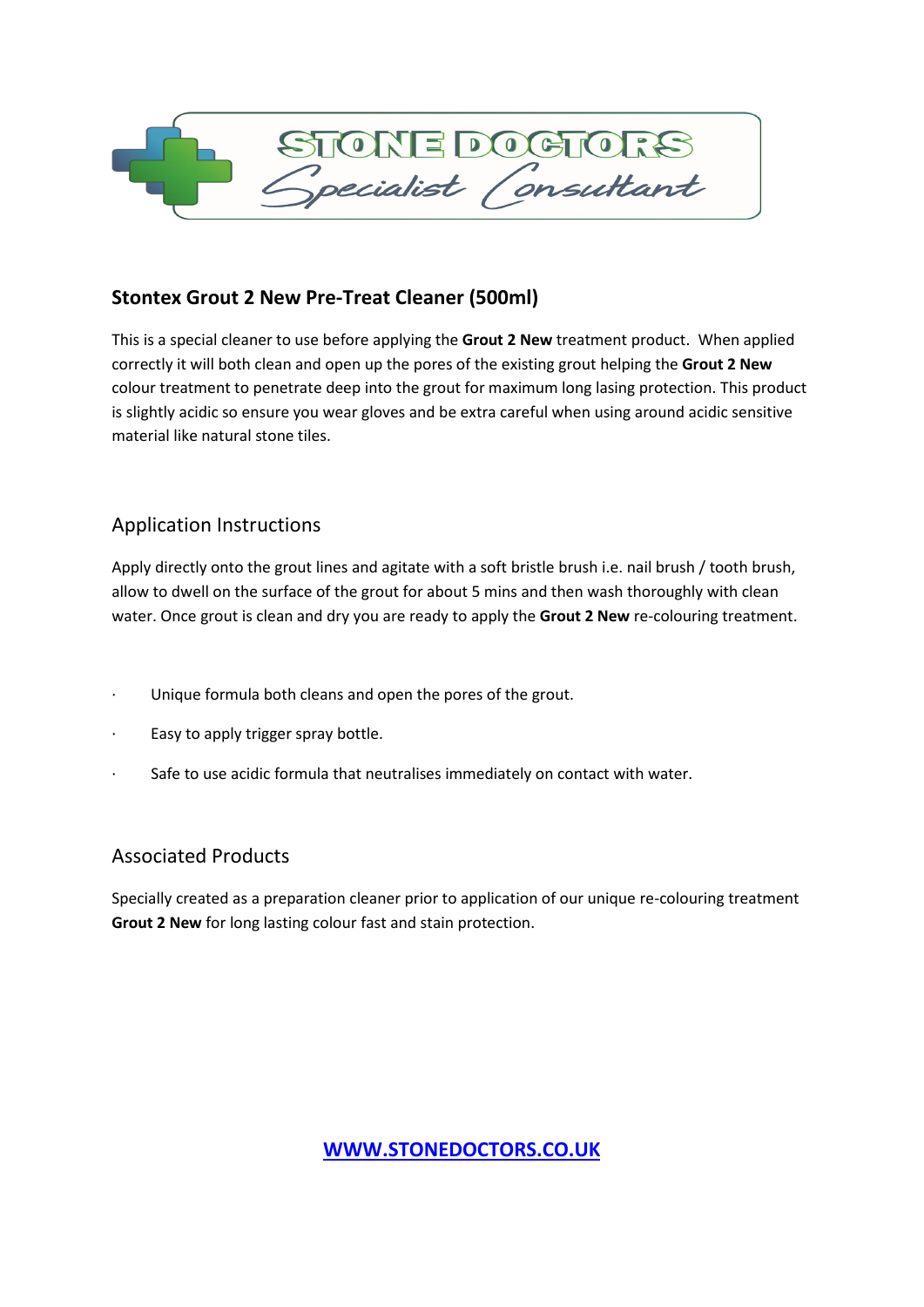# STONE DOCTORS
*Specialist Consultant*

## Stontex Grout 2 New Pre-Treat Cleaner (500ml)

This is a special cleaner to use before applying the **Grout 2 New** treatment product. When applied correctly it will both clean and open up the pores of the existing grout helping the **Grout 2 New** colour treatment to penetrate deep into the grout for maximum long lasing protection. This product is slightly acidic so ensure you wear gloves and be extra careful when using around acidic sensitive material like natural stone tiles.

### Application Instructions

Apply directly onto the grout lines and agitate with a soft bristle brush i.e. nail brush / tooth brush, allow to dwell on the surface of the grout for about 5 mins and then wash thoroughly with clean water. Once grout is clean and dry you are ready to apply the **Grout 2 New** re-colouring treatment.

- Unique formula both cleans and open the pores of the grout.
- Easy to apply trigger spray bottle.
- Safe to use acidic formula that neutralises immediately on contact with water.

### Associated Products

Specially created as a preparation cleaner prior to application of our unique re-colouring treatment **Grout 2 New** for long lasting colour fast and stain protection.

[WWW.STONEDOCTORS.CO.UK](http://WWW.STONEDOCTORS.CO.UK)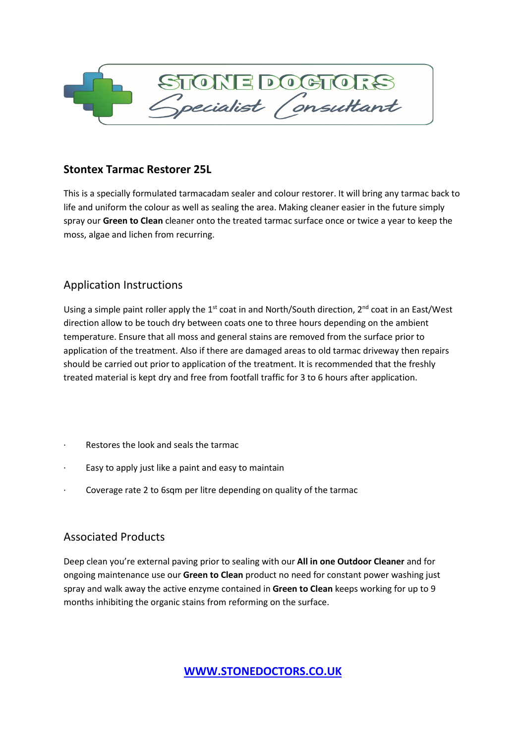## Stontex Tarmac Restorer 25L

This is a specially formulated tarmacadam sealer and colour restorer. It will bring any tarmac back to life and uniform the colour as well as sealing the area. Making cleaner easier in the future simply spray our **Green to Clean** cleaner onto the treated tarmac surface once or twice a year to keep the moss, algae and lichen from recurring.

## Application Instructions

Using a simple paint roller apply the 1st coat in and North/South direction, 2nd coat in an East/West direction allow to be touch dry between coats one to three hours depending on the ambient temperature. Ensure that all moss and general stains are removed from the surface prior to application of the treatment. Also if there are damaged areas to old tarmac driveway then repairs should be carried out prior to application of the treatment. It is recommended that the freshly treated material is kept dry and free from footfall traffic for 3 to 6 hours after application.

- Restores the look and seals the tarmac
- Easy to apply just like a paint and easy to maintain
- Coverage rate 2 to 6sqm per litre depending on quality of the tarmac

## Associated Products

Deep clean you're external paving prior to sealing with our **All in one Outdoor Cleaner** and for ongoing maintenance use our **Green to Clean** product no need for constant power washing just spray and walk away the active enzyme contained in **Green to Clean** keeps working for up to 9 months inhibiting the organic stains from reforming on the surface.

**WWW.STONEDOCTORS.CO.UK**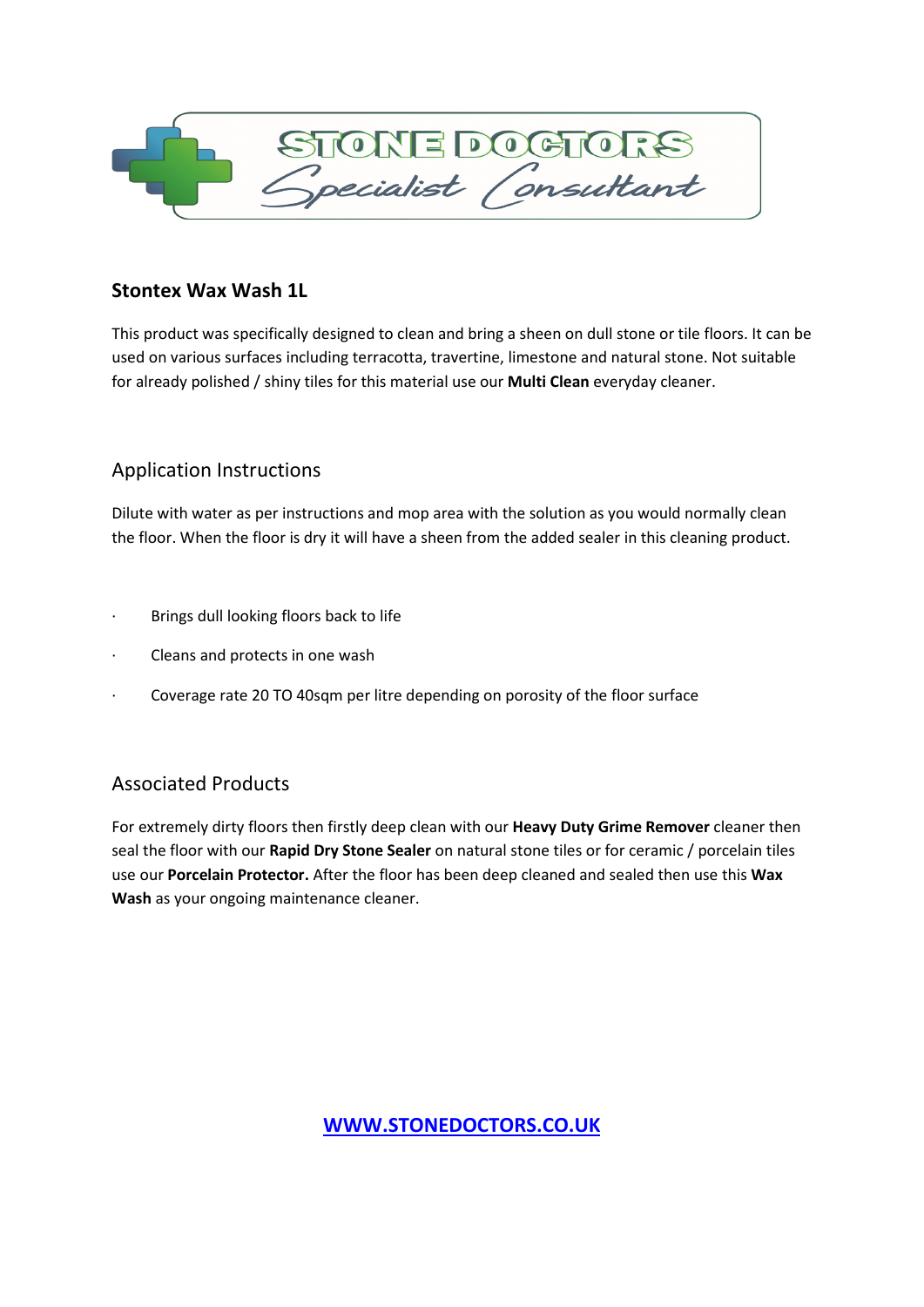STONE DOCTORS
Specialist Consultant

## Stontex Wax Wash 1L

This product was specifically designed to clean and bring a sheen on dull stone or tile floors. It can be used on various surfaces including terracotta, travertine, limestone and natural stone. Not suitable for already polished / shiny tiles for this material use our **Multi Clean** everyday cleaner.

### Application Instructions

Dilute with water as per instructions and mop area with the solution as you would normally clean the floor. When the floor is dry it will have a sheen from the added sealer in this cleaning product.

- Brings dull looking floors back to life
- Cleans and protects in one wash
- Coverage rate 20 TO 40sqm per litre depending on porosity of the floor surface

### Associated Products

For extremely dirty floors then firstly deep clean with our **Heavy Duty Grime Remover** cleaner then seal the floor with our **Rapid Dry Stone Sealer** on natural stone tiles or for ceramic / porcelain tiles use our **Porcelain Protector.** After the floor has been deep cleaned and sealed then use this **Wax Wash** as your ongoing maintenance cleaner.

**WWW.STONEDOCTORS.CO.UK**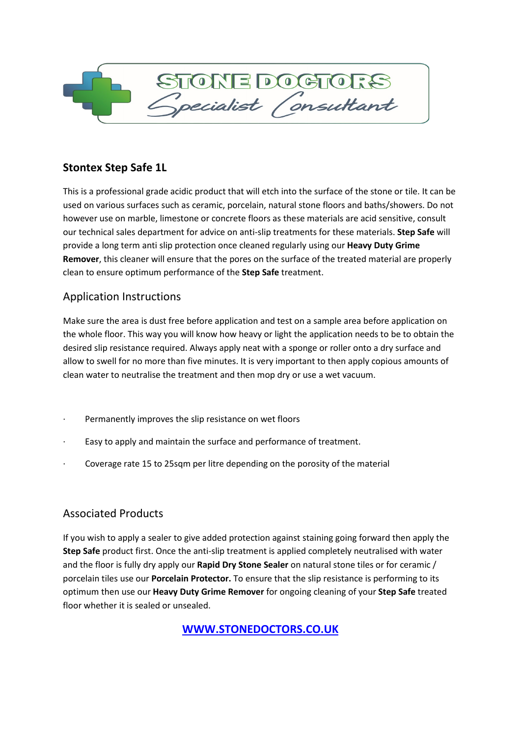## Stontex Step Safe 1L

This is a professional grade acidic product that will etch into the surface of the stone or tile. It can be used on various surfaces such as ceramic, porcelain, natural stone floors and baths/showers. Do not however use on marble, limestone or concrete floors as these materials are acid sensitive, consult our technical sales department for advice on anti-slip treatments for these materials. **Step Safe** will provide a long term anti slip protection once cleaned regularly using our **Heavy Duty Grime Remover**, this cleaner will ensure that the pores on the surface of the treated material are properly clean to ensure optimum performance of the **Step Safe** treatment.

### Application Instructions

Make sure the area is dust free before application and test on a sample area before application on the whole floor. This way you will know how heavy or light the application needs to be to obtain the desired slip resistance required. Always apply neat with a sponge or roller onto a dry surface and allow to swell for no more than five minutes. It is very important to then apply copious amounts of clean water to neutralise the treatment and then mop dry or use a wet vacuum.

- Permanently improves the slip resistance on wet floors
- Easy to apply and maintain the surface and performance of treatment.
- Coverage rate 15 to 25sqm per litre depending on the porosity of the material

### Associated Products

If you wish to apply a sealer to give added protection against staining going forward then apply the **Step Safe** product first. Once the anti-slip treatment is applied completely neutralised with water and the floor is fully dry apply our **Rapid Dry Stone Sealer** on natural stone tiles or for ceramic / porcelain tiles use our **Porcelain Protector.** To ensure that the slip resistance is performing to its optimum then use our **Heavy Duty Grime Remover** for ongoing cleaning of your **Step Safe** treated floor whether it is sealed or unsealed.

**WWW.STONEDOCTORS.CO.UK**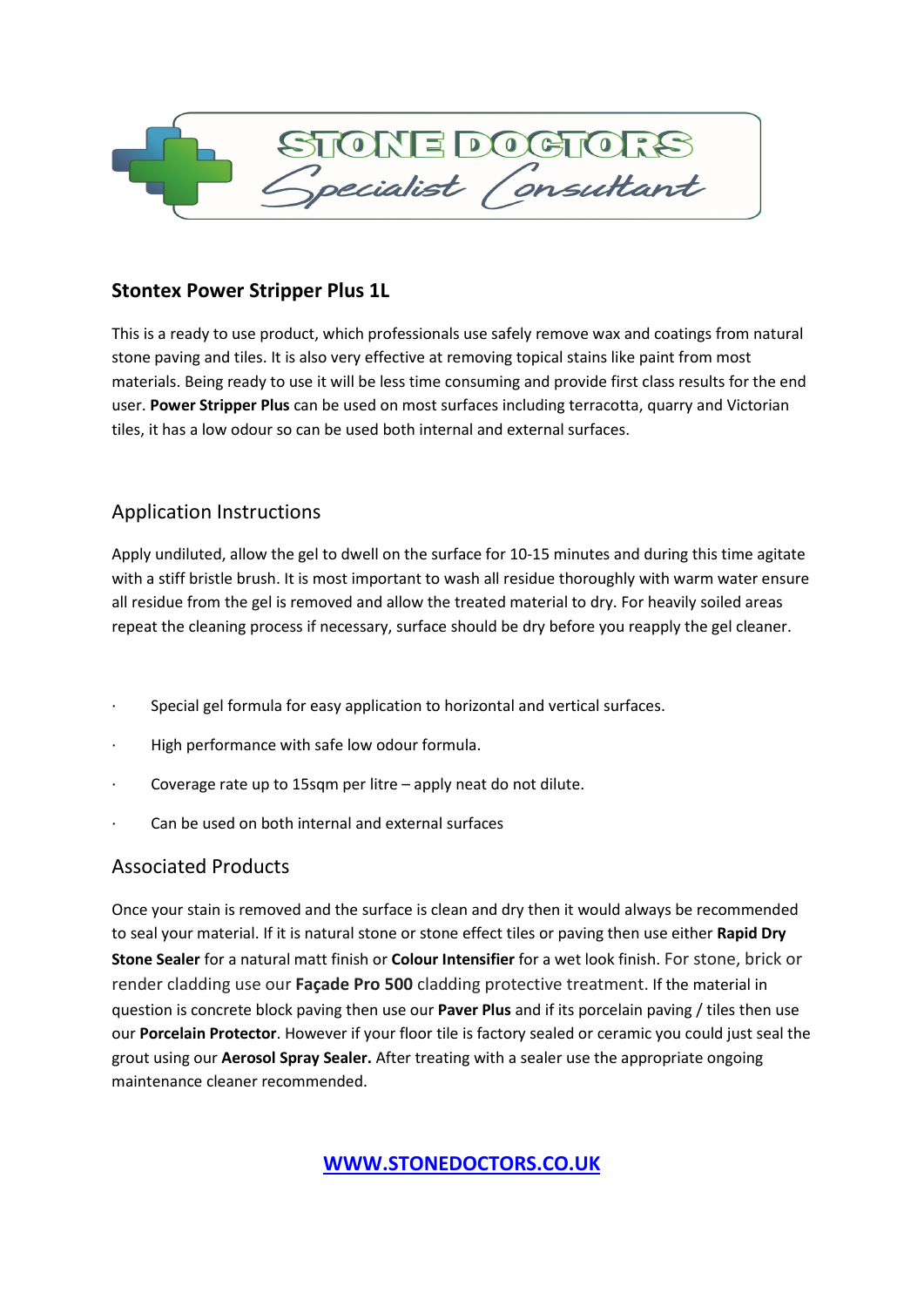## Stontex Power Stripper Plus 1L

This is a ready to use product, which professionals use safely remove wax and coatings from natural stone paving and tiles. It is also very effective at removing topical stains like paint from most materials. Being ready to use it will be less time consuming and provide first class results for the end user. **Power Stripper Plus** can be used on most surfaces including terracotta, quarry and Victorian tiles, it has a low odour so can be used both internal and external surfaces.

### Application Instructions

Apply undiluted, allow the gel to dwell on the surface for 10-15 minutes and during this time agitate with a stiff bristle brush. It is most important to wash all residue thoroughly with warm water ensure all residue from the gel is removed and allow the treated material to dry. For heavily soiled areas repeat the cleaning process if necessary, surface should be dry before you reapply the gel cleaner.

- Special gel formula for easy application to horizontal and vertical surfaces.
- High performance with safe low odour formula.
- Coverage rate up to 15sqm per litre – apply neat do not dilute.
- Can be used on both internal and external surfaces

### Associated Products

Once your stain is removed and the surface is clean and dry then it would always be recommended to seal your material. If it is natural stone or stone effect tiles or paving then use either **Rapid Dry Stone Sealer** for a natural matt finish or **Colour Intensifier** for a wet look finish. For stone, brick or render cladding use our **Façade Pro 500** cladding protective treatment. If the material in question is concrete block paving then use our **Paver Plus** and if its porcelain paving / tiles then use our **Porcelain Protector**. However if your floor tile is factory sealed or ceramic you could just seal the grout using our **Aerosol Spray Sealer.** After treating with a sealer use the appropriate ongoing maintenance cleaner recommended.

**WWW.STONEDOCTORS.CO.UK**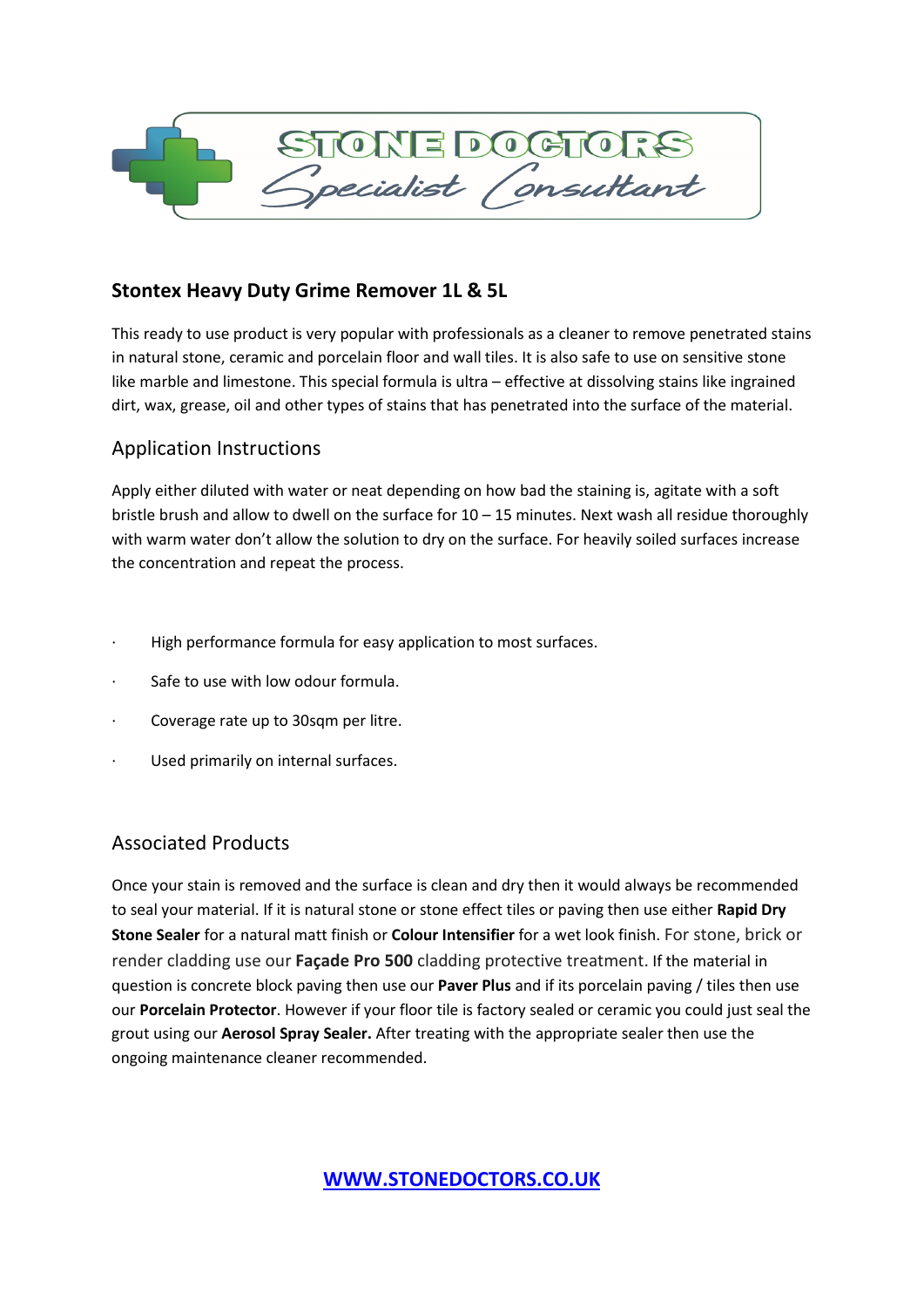## Stontex Heavy Duty Grime Remover 1L & 5L

This ready to use product is very popular with professionals as a cleaner to remove penetrated stains in natural stone, ceramic and porcelain floor and wall tiles. It is also safe to use on sensitive stone like marble and limestone. This special formula is ultra – effective at dissolving stains like ingrained dirt, wax, grease, oil and other types of stains that has penetrated into the surface of the material.

### Application Instructions

Apply either diluted with water or neat depending on how bad the staining is, agitate with a soft bristle brush and allow to dwell on the surface for 10 – 15 minutes. Next wash all residue thoroughly with warm water don't allow the solution to dry on the surface. For heavily soiled surfaces increase the concentration and repeat the process.

- High performance formula for easy application to most surfaces.
- Safe to use with low odour formula.
- Coverage rate up to 30sqm per litre.
- Used primarily on internal surfaces.

### Associated Products

Once your stain is removed and the surface is clean and dry then it would always be recommended to seal your material. If it is natural stone or stone effect tiles or paving then use either **Rapid Dry Stone Sealer** for a natural matt finish or **Colour Intensifier** for a wet look finish. For stone, brick or render cladding use our **Façade Pro 500** cladding protective treatment. If the material in question is concrete block paving then use our **Paver Plus** and if its porcelain paving / tiles then use our **Porcelain Protector**. However if your floor tile is factory sealed or ceramic you could just seal the grout using our **Aerosol Spray Sealer.** After treating with the appropriate sealer then use the ongoing maintenance cleaner recommended.

[WWW.STONEDOCTORS.CO.UK](http://www.stonedoctors.co.uk)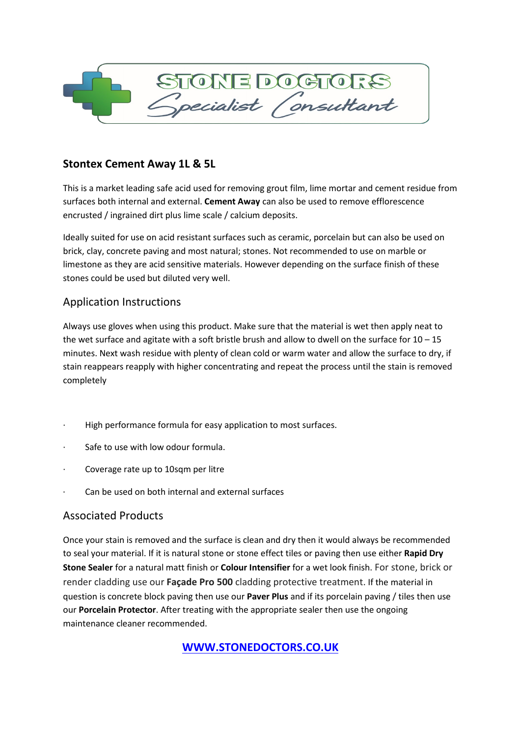STONE DOCTORS
Specialist Consultant

## Stontex Cement Away 1L & 5L

This is a market leading safe acid used for removing grout film, lime mortar and cement residue from surfaces both internal and external. **Cement Away** can also be used to remove efflorescence encrusted / ingrained dirt plus lime scale / calcium deposits.

Ideally suited for use on acid resistant surfaces such as ceramic, porcelain but can also be used on brick, clay, concrete paving and most natural; stones. Not recommended to use on marble or limestone as they are acid sensitive materials. However depending on the surface finish of these stones could be used but diluted very well.

### Application Instructions

Always use gloves when using this product. Make sure that the material is wet then apply neat to the wet surface and agitate with a soft bristle brush and allow to dwell on the surface for 10 – 15 minutes. Next wash residue with plenty of clean cold or warm water and allow the surface to dry, if stain reappears reapply with higher concentrating and repeat the process until the stain is removed completely

- High performance formula for easy application to most surfaces.
- Safe to use with low odour formula.
- Coverage rate up to 10sqm per litre
- Can be used on both internal and external surfaces

### Associated Products

Once your stain is removed and the surface is clean and dry then it would always be recommended to seal your material. If it is natural stone or stone effect tiles or paving then use either **Rapid Dry Stone Sealer** for a natural matt finish or **Colour Intensifier** for a wet look finish. For stone, brick or render cladding use our **Façade Pro 500** cladding protective treatment. If the material in question is concrete block paving then use our **Paver Plus** and if its porcelain paving / tiles then use our **Porcelain Protector**. After treating with the appropriate sealer then use the ongoing maintenance cleaner recommended.

**WWW.STONEDOCTORS.CO.UK**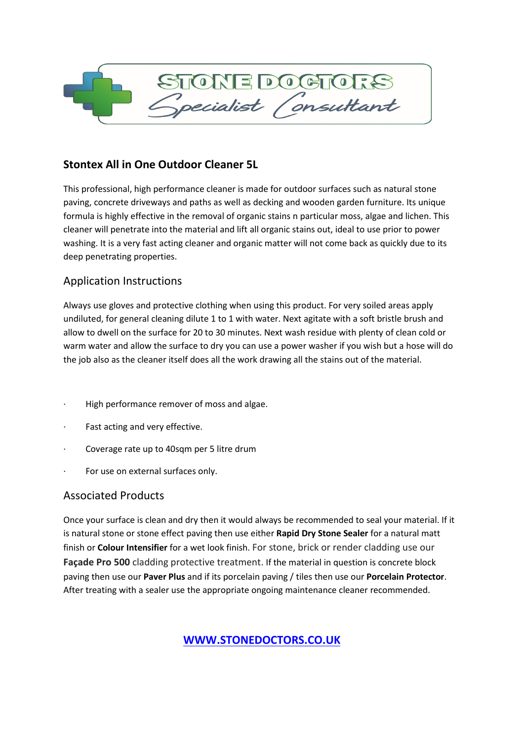## Stontex All in One Outdoor Cleaner 5L

This professional, high performance cleaner is made for outdoor surfaces such as natural stone paving, concrete driveways and paths as well as decking and wooden garden furniture. Its unique formula is highly effective in the removal of organic stains n particular moss, algae and lichen. This cleaner will penetrate into the material and lift all organic stains out, ideal to use prior to power washing. It is a very fast acting cleaner and organic matter will not come back as quickly due to its deep penetrating properties.

### Application Instructions

Always use gloves and protective clothing when using this product. For very soiled areas apply undiluted, for general cleaning dilute 1 to 1 with water. Next agitate with a soft bristle brush and allow to dwell on the surface for 20 to 30 minutes. Next wash residue with plenty of clean cold or warm water and allow the surface to dry you can use a power washer if you wish but a hose will do the job also as the cleaner itself does all the work drawing all the stains out of the material.

- High performance remover of moss and algae.
- Fast acting and very effective.
- Coverage rate up to 40sqm per 5 litre drum
- For use on external surfaces only.

### Associated Products

Once your surface is clean and dry then it would always be recommended to seal your material. If it is natural stone or stone effect paving then use either **Rapid Dry Stone Sealer** for a natural matt finish or **Colour Intensifier** for a wet look finish. For stone, brick or render cladding use our **Façade Pro 500** cladding protective treatment. If the material in question is concrete block paving then use our **Paver Plus** and if its porcelain paving / tiles then use our **Porcelain Protector**. After treating with a sealer use the appropriate ongoing maintenance cleaner recommended.

**WWW.STONEDOCTORS.CO.UK**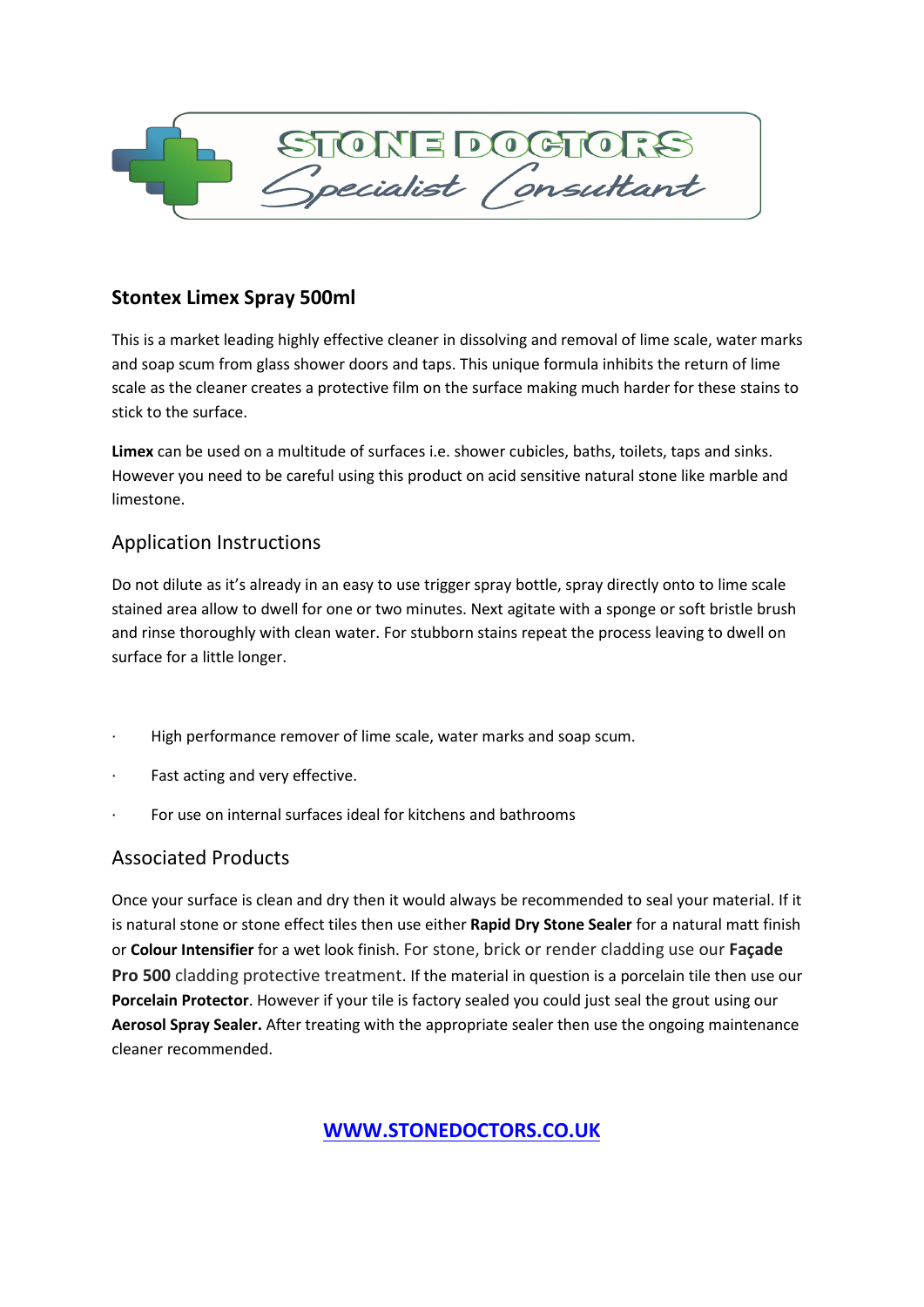## Stontex Limex Spray 500ml

This is a market leading highly effective cleaner in dissolving and removal of lime scale, water marks and soap scum from glass shower doors and taps. This unique formula inhibits the return of lime scale as the cleaner creates a protective film on the surface making much harder for these stains to stick to the surface.

**Limex** can be used on a multitude of surfaces i.e. shower cubicles, baths, toilets, taps and sinks. However you need to be careful using this product on acid sensitive natural stone like marble and limestone.

### Application Instructions

Do not dilute as it's already in an easy to use trigger spray bottle, spray directly onto to lime scale stained area allow to dwell for one or two minutes. Next agitate with a sponge or soft bristle brush and rinse thoroughly with clean water. For stubborn stains repeat the process leaving to dwell on surface for a little longer.

- High performance remover of lime scale, water marks and soap scum.
- Fast acting and very effective.
- For use on internal surfaces ideal for kitchens and bathrooms

### Associated Products

Once your surface is clean and dry then it would always be recommended to seal your material. If it is natural stone or stone effect tiles then use either **Rapid Dry Stone Sealer** for a natural matt finish or **Colour Intensifier** for a wet look finish. For stone, brick or render cladding use our **Façade Pro 500** cladding protective treatment. If the material in question is a porcelain tile then use our **Porcelain Protector**. However if your tile is factory sealed you could just seal the grout using our **Aerosol Spray Sealer.** After treating with the appropriate sealer then use the ongoing maintenance cleaner recommended.

**WWW.STONEDOCTORS.CO.UK**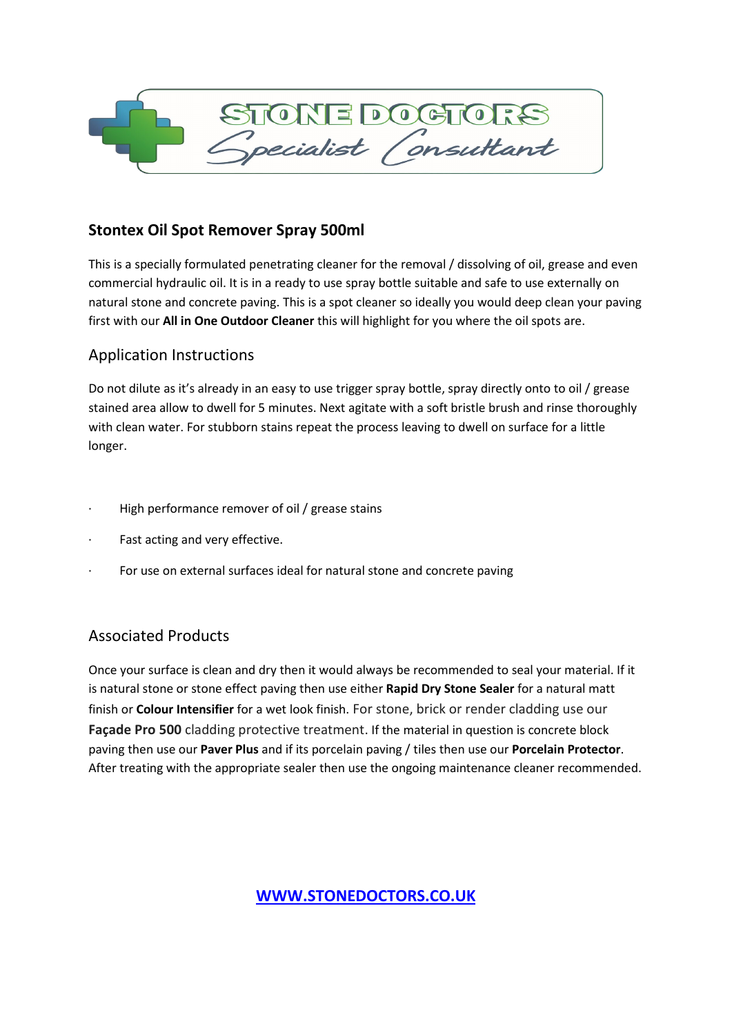## Stontex Oil Spot Remover Spray 500ml

This is a specially formulated penetrating cleaner for the removal / dissolving of oil, grease and even commercial hydraulic oil. It is in a ready to use spray bottle suitable and safe to use externally on natural stone and concrete paving. This is a spot cleaner so ideally you would deep clean your paving first with our **All in One Outdoor Cleaner** this will highlight for you where the oil spots are.

### Application Instructions

Do not dilute as it's already in an easy to use trigger spray bottle, spray directly onto to oil / grease stained area allow to dwell for 5 minutes. Next agitate with a soft bristle brush and rinse thoroughly with clean water. For stubborn stains repeat the process leaving to dwell on surface for a little longer.

- High performance remover of oil / grease stains
- Fast acting and very effective.
- For use on external surfaces ideal for natural stone and concrete paving

### Associated Products

Once your surface is clean and dry then it would always be recommended to seal your material. If it is natural stone or stone effect paving then use either **Rapid Dry Stone Sealer** for a natural matt finish or **Colour Intensifier** for a wet look finish. For stone, brick or render cladding use our **Façade Pro 500** cladding protective treatment. If the material in question is concrete block paving then use our **Paver Plus** and if its porcelain paving / tiles then use our **Porcelain Protector**. After treating with the appropriate sealer then use the ongoing maintenance cleaner recommended.

[WWW.STONEDOCTORS.CO.UK](http://www.stonedoctors.co.uk)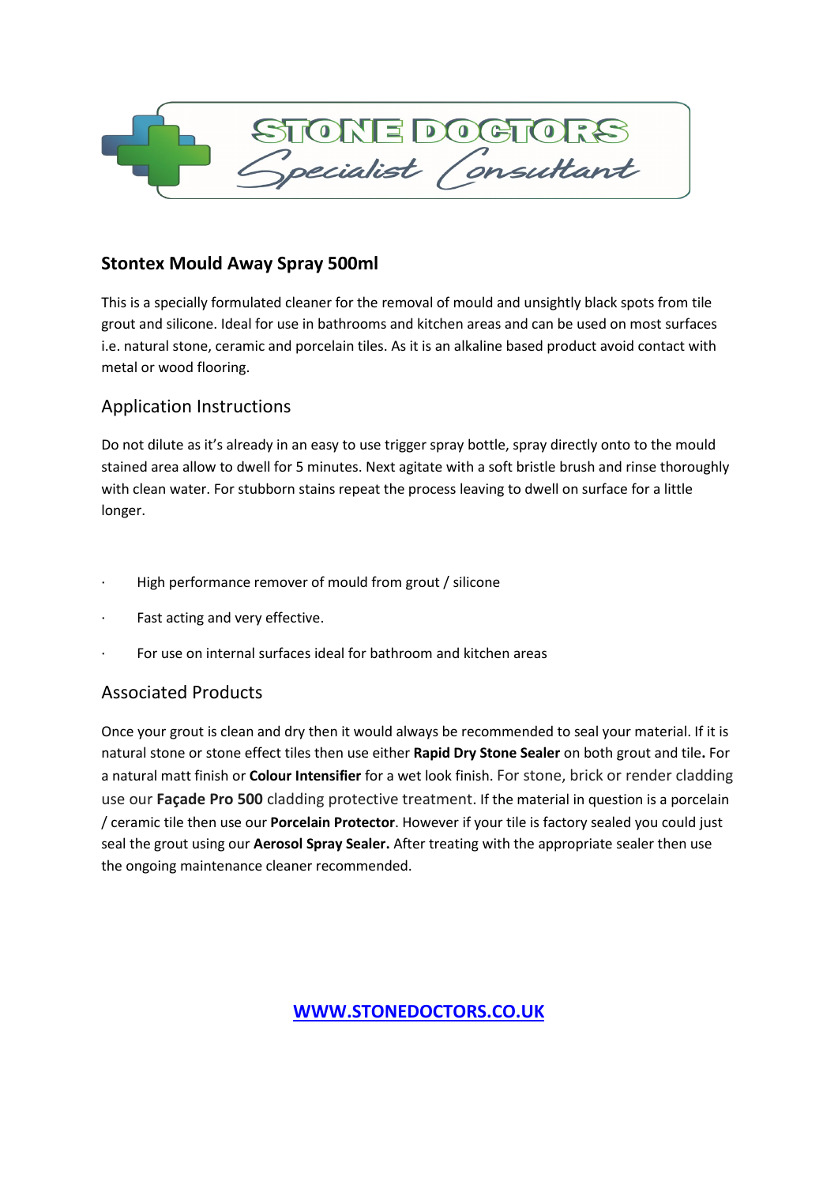STONE DOCTORS *Specialist Consultant*

## Stontex Mould Away Spray 500ml

This is a specially formulated cleaner for the removal of mould and unsightly black spots from tile grout and silicone. Ideal for use in bathrooms and kitchen areas and can be used on most surfaces i.e. natural stone, ceramic and porcelain tiles. As it is an alkaline based product avoid contact with metal or wood flooring.

### Application Instructions

Do not dilute as it's already in an easy to use trigger spray bottle, spray directly onto to the mould stained area allow to dwell for 5 minutes. Next agitate with a soft bristle brush and rinse thoroughly with clean water. For stubborn stains repeat the process leaving to dwell on surface for a little longer.

- High performance remover of mould from grout / silicone
- Fast acting and very effective.
- For use on internal surfaces ideal for bathroom and kitchen areas

### Associated Products

Once your grout is clean and dry then it would always be recommended to seal your material. If it is natural stone or stone effect tiles then use either **Rapid Dry Stone Sealer** on both grout and tile**.** For a natural matt finish or **Colour Intensifier** for a wet look finish. For stone, brick or render cladding use our **Façade Pro 500** cladding protective treatment. If the material in question is a porcelain / ceramic tile then use our **Porcelain Protector**. However if your tile is factory sealed you could just seal the grout using our **Aerosol Spray Sealer.** After treating with the appropriate sealer then use the ongoing maintenance cleaner recommended.

**WWW.STONEDOCTORS.CO.UK**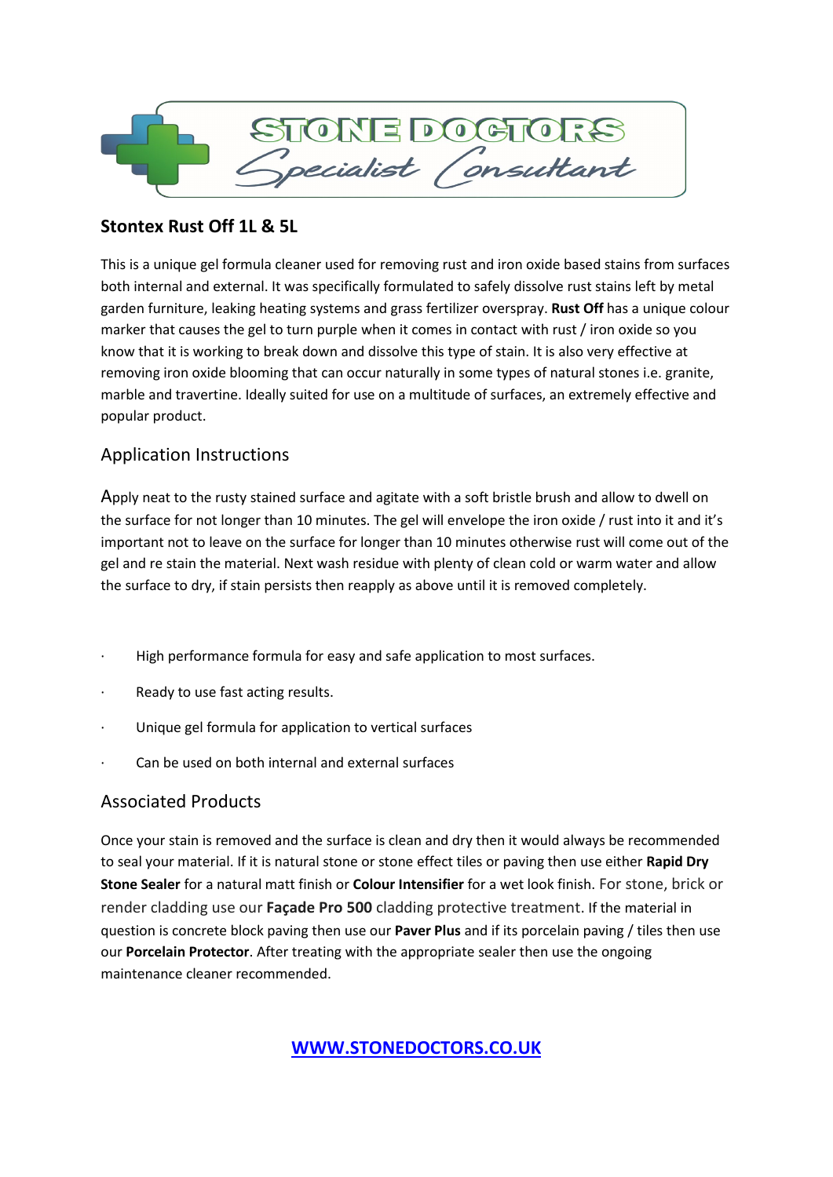**Stontex Rust Off 1L & 5L**

This is a unique gel formula cleaner used for removing rust and iron oxide based stains from surfaces both internal and external. It was specifically formulated to safely dissolve rust stains left by metal garden furniture, leaking heating systems and grass fertilizer overspray. **Rust Off** has a unique colour marker that causes the gel to turn purple when it comes in contact with rust / iron oxide so you know that it is working to break down and dissolve this type of stain. It is also very effective at removing iron oxide blooming that can occur naturally in some types of natural stones i.e. granite, marble and travertine. Ideally suited for use on a multitude of surfaces, an extremely effective and popular product.

## Application Instructions

Apply neat to the rusty stained surface and agitate with a soft bristle brush and allow to dwell on the surface for not longer than 10 minutes. The gel will envelope the iron oxide / rust into it and it's important not to leave on the surface for longer than 10 minutes otherwise rust will come out of the gel and re stain the material. Next wash residue with plenty of clean cold or warm water and allow the surface to dry, if stain persists then reapply as above until it is removed completely.

- High performance formula for easy and safe application to most surfaces.
- Ready to use fast acting results.
- Unique gel formula for application to vertical surfaces
- Can be used on both internal and external surfaces

## Associated Products

Once your stain is removed and the surface is clean and dry then it would always be recommended to seal your material. If it is natural stone or stone effect tiles or paving then use either **Rapid Dry Stone Sealer** for a natural matt finish or **Colour Intensifier** for a wet look finish. For stone, brick or render cladding use our **Façade Pro 500** cladding protective treatment. If the material in question is concrete block paving then use our **Paver Plus** and if its porcelain paving / tiles then use our **Porcelain Protector**. After treating with the appropriate sealer then use the ongoing maintenance cleaner recommended.

**WWW.STONEDOCTORS.CO.UK**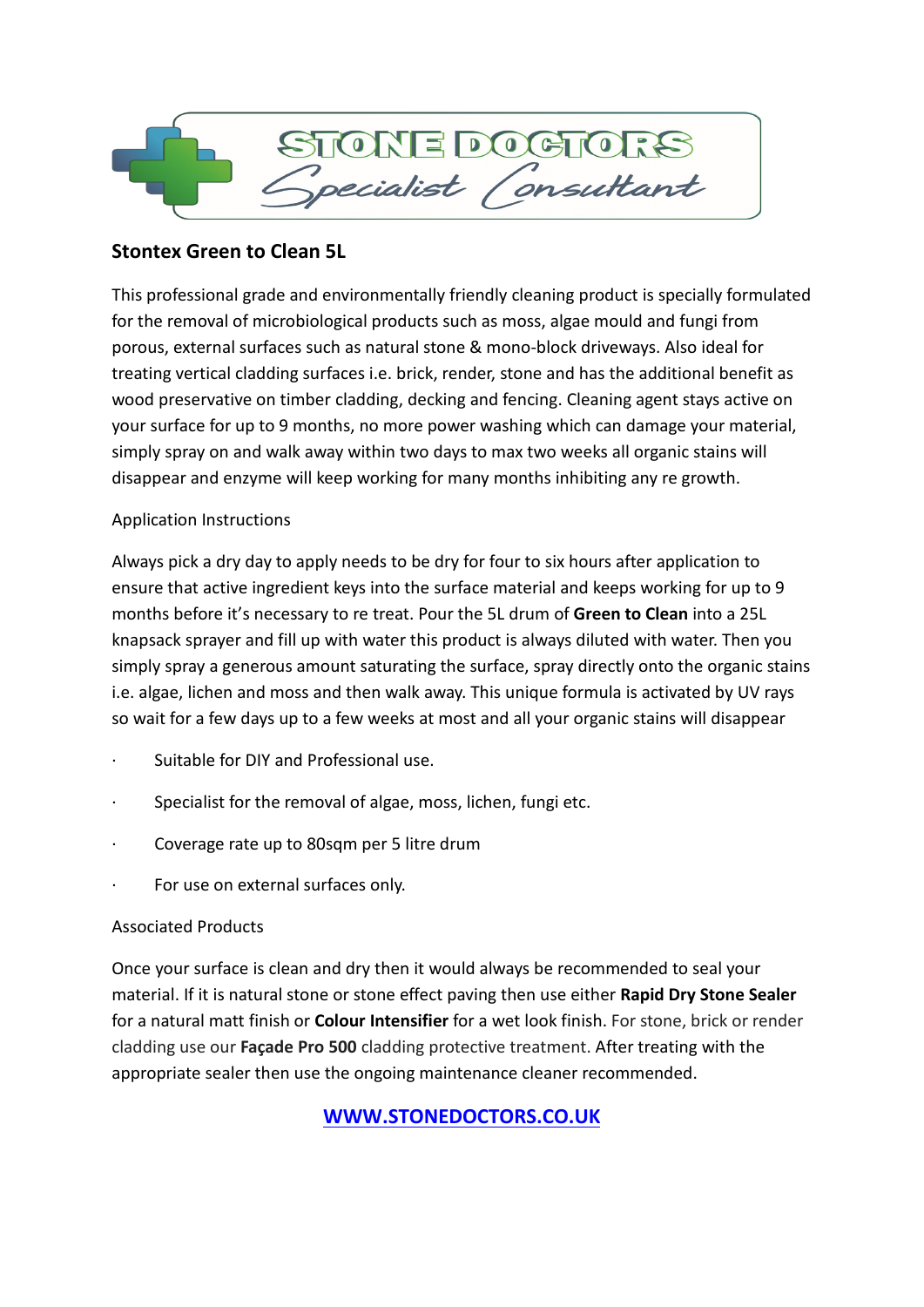## Stontex Green to Clean 5L

This professional grade and environmentally friendly cleaning product is specially formulated for the removal of microbiological products such as moss, algae mould and fungi from porous, external surfaces such as natural stone & mono-block driveways. Also ideal for treating vertical cladding surfaces i.e. brick, render, stone and has the additional benefit as wood preservative on timber cladding, decking and fencing. Cleaning agent stays active on your surface for up to 9 months, no more power washing which can damage your material, simply spray on and walk away within two days to max two weeks all organic stains will disappear and enzyme will keep working for many months inhibiting any re growth.

Application Instructions

Always pick a dry day to apply needs to be dry for four to six hours after application to ensure that active ingredient keys into the surface material and keeps working for up to 9 months before it's necessary to re treat. Pour the 5L drum of **Green to Clean** into a 25L knapsack sprayer and fill up with water this product is always diluted with water. Then you simply spray a generous amount saturating the surface, spray directly onto the organic stains i.e. algae, lichen and moss and then walk away. This unique formula is activated by UV rays so wait for a few days up to a few weeks at most and all your organic stains will disappear

- Suitable for DIY and Professional use.
- Specialist for the removal of algae, moss, lichen, fungi etc.
- Coverage rate up to 80sqm per 5 litre drum
- For use on external surfaces only.

Associated Products

Once your surface is clean and dry then it would always be recommended to seal your material. If it is natural stone or stone effect paving then use either **Rapid Dry Stone Sealer** for a natural matt finish or **Colour Intensifier** for a wet look finish. For stone, brick or render cladding use our **Façade Pro 500** cladding protective treatment. After treating with the appropriate sealer then use the ongoing maintenance cleaner recommended.

**WWW.STONEDOCTORS.CO.UK**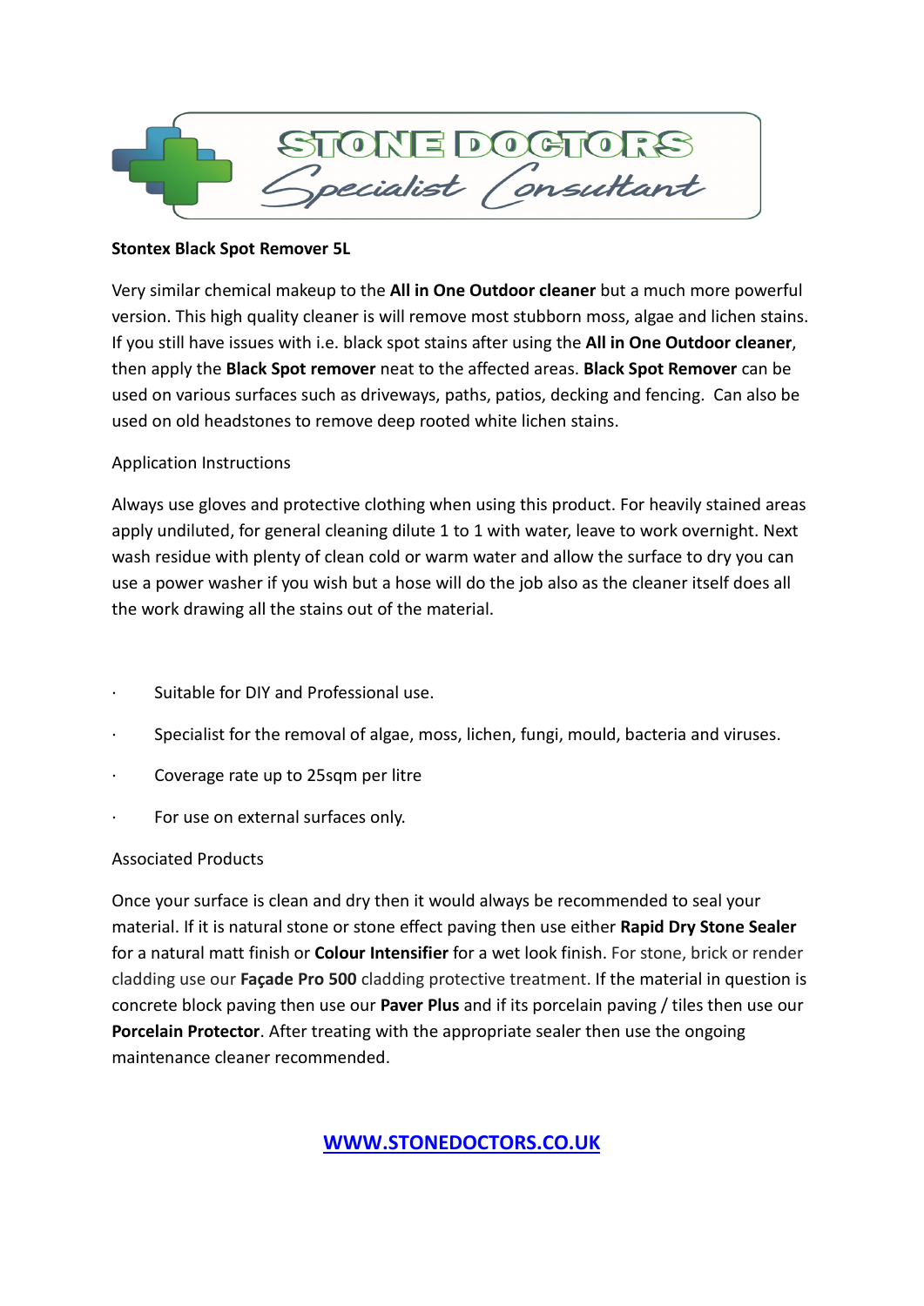**Stontex Black Spot Remover 5L**

Very similar chemical makeup to the **All in One Outdoor cleaner** but a much more powerful version. This high quality cleaner is will remove most stubborn moss, algae and lichen stains. If you still have issues with i.e. black spot stains after using the **All in One Outdoor cleaner**, then apply the **Black Spot remover** neat to the affected areas. **Black Spot Remover** can be used on various surfaces such as driveways, paths, patios, decking and fencing. Can also be used on old headstones to remove deep rooted white lichen stains.

Application Instructions

Always use gloves and protective clothing when using this product. For heavily stained areas apply undiluted, for general cleaning dilute 1 to 1 with water, leave to work overnight. Next wash residue with plenty of clean cold or warm water and allow the surface to dry you can use a power washer if you wish but a hose will do the job also as the cleaner itself does all the work drawing all the stains out of the material.

- Suitable for DIY and Professional use.
- Specialist for the removal of algae, moss, lichen, fungi, mould, bacteria and viruses.
- Coverage rate up to 25sqm per litre
- For use on external surfaces only.

Associated Products

Once your surface is clean and dry then it would always be recommended to seal your material. If it is natural stone or stone effect paving then use either **Rapid Dry Stone Sealer** for a natural matt finish or **Colour Intensifier** for a wet look finish. For stone, brick or render cladding use our **Façade Pro 500** cladding protective treatment. If the material in question is concrete block paving then use our **Paver Plus** and if its porcelain paving / tiles then use our **Porcelain Protector**. After treating with the appropriate sealer then use the ongoing maintenance cleaner recommended.

**WWW.STONEDOCTORS.CO.UK**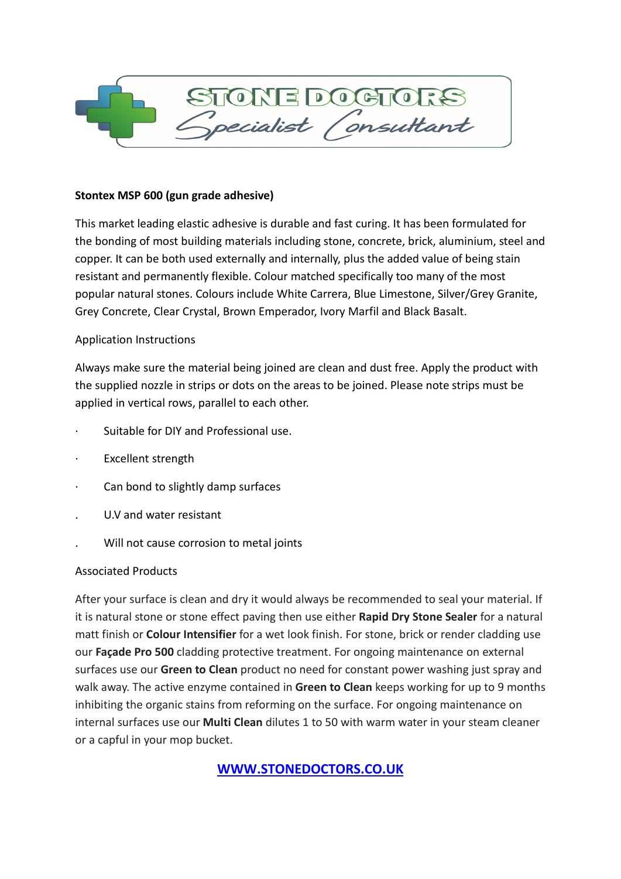**Stontex MSP 600 (gun grade adhesive)**

This market leading elastic adhesive is durable and fast curing. It has been formulated for the bonding of most building materials including stone, concrete, brick, aluminium, steel and copper. It can be both used externally and internally, plus the added value of being stain resistant and permanently flexible. Colour matched specifically too many of the most popular natural stones. Colours include White Carrera, Blue Limestone, Silver/Grey Granite, Grey Concrete, Clear Crystal, Brown Emperador, Ivory Marfil and Black Basalt.

Application Instructions

Always make sure the material being joined are clean and dust free. Apply the product with the supplied nozzle in strips or dots on the areas to be joined. Please note strips must be applied in vertical rows, parallel to each other.

- Suitable for DIY and Professional use.
- Excellent strength
- Can bond to slightly damp surfaces
- U.V and water resistant
- Will not cause corrosion to metal joints

Associated Products

After your surface is clean and dry it would always be recommended to seal your material. If it is natural stone or stone effect paving then use either **Rapid Dry Stone Sealer** for a natural matt finish or **Colour Intensifier** for a wet look finish. For stone, brick or render cladding use our **Façade Pro 500** cladding protective treatment. For ongoing maintenance on external surfaces use our **Green to Clean** product no need for constant power washing just spray and walk away. The active enzyme contained in **Green to Clean** keeps working for up to 9 months inhibiting the organic stains from reforming on the surface. For ongoing maintenance on internal surfaces use our **Multi Clean** dilutes 1 to 50 with warm water in your steam cleaner or a capful in your mop bucket.

**WWW.STONEDOCTORS.CO.UK**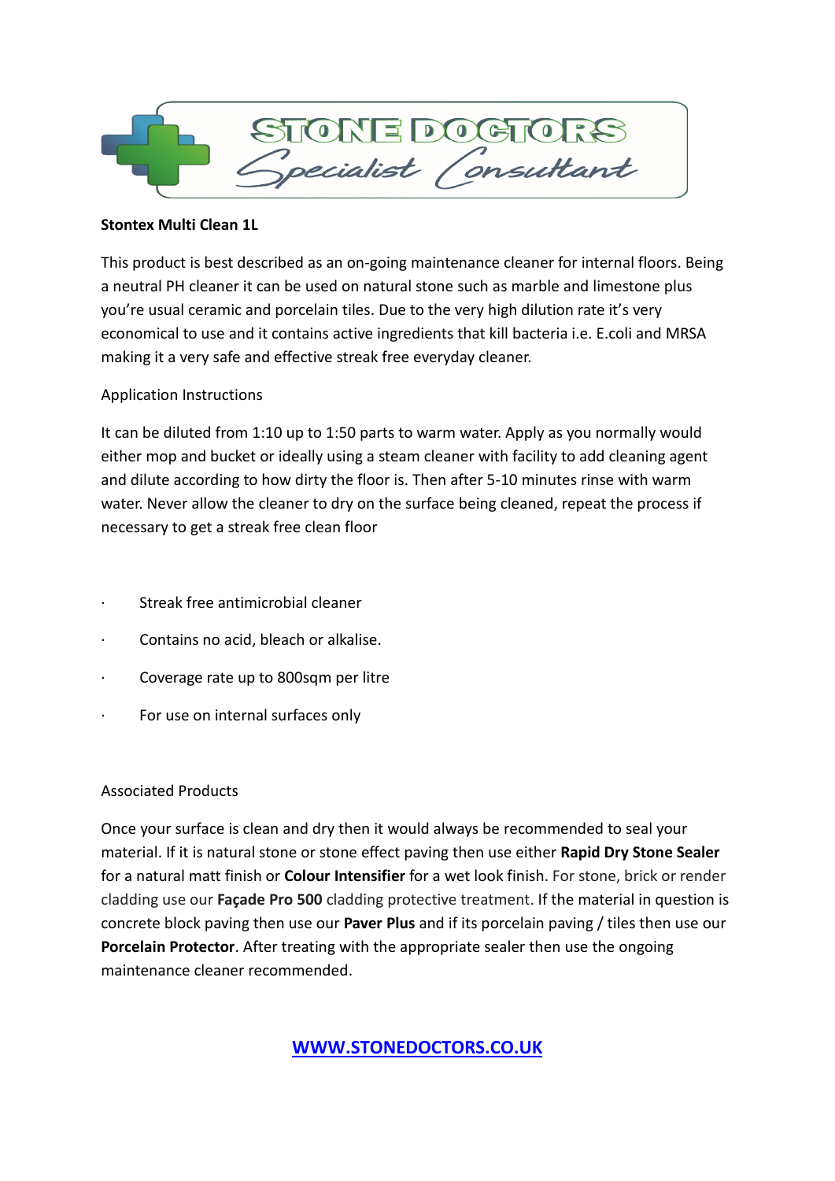**Stontex Multi Clean 1L**

This product is best described as an on-going maintenance cleaner for internal floors. Being a neutral PH cleaner it can be used on natural stone such as marble and limestone plus you're usual ceramic and porcelain tiles. Due to the very high dilution rate it's very economical to use and it contains active ingredients that kill bacteria i.e. E.coli and MRSA making it a very safe and effective streak free everyday cleaner.

Application Instructions

It can be diluted from 1:10 up to 1:50 parts to warm water. Apply as you normally would either mop and bucket or ideally using a steam cleaner with facility to add cleaning agent and dilute according to how dirty the floor is. Then after 5-10 minutes rinse with warm water. Never allow the cleaner to dry on the surface being cleaned, repeat the process if necessary to get a streak free clean floor

- Streak free antimicrobial cleaner
- Contains no acid, bleach or alkalise.
- Coverage rate up to 800sqm per litre
- For use on internal surfaces only

Associated Products

Once your surface is clean and dry then it would always be recommended to seal your material. If it is natural stone or stone effect paving then use either **Rapid Dry Stone Sealer** for a natural matt finish or **Colour Intensifier** for a wet look finish. For stone, brick or render cladding use our **Façade Pro 500** cladding protective treatment. If the material in question is concrete block paving then use our **Paver Plus** and if its porcelain paving / tiles then use our **Porcelain Protector**. After treating with the appropriate sealer then use the ongoing maintenance cleaner recommended.

**WWW.STONEDOCTORS.CO.UK**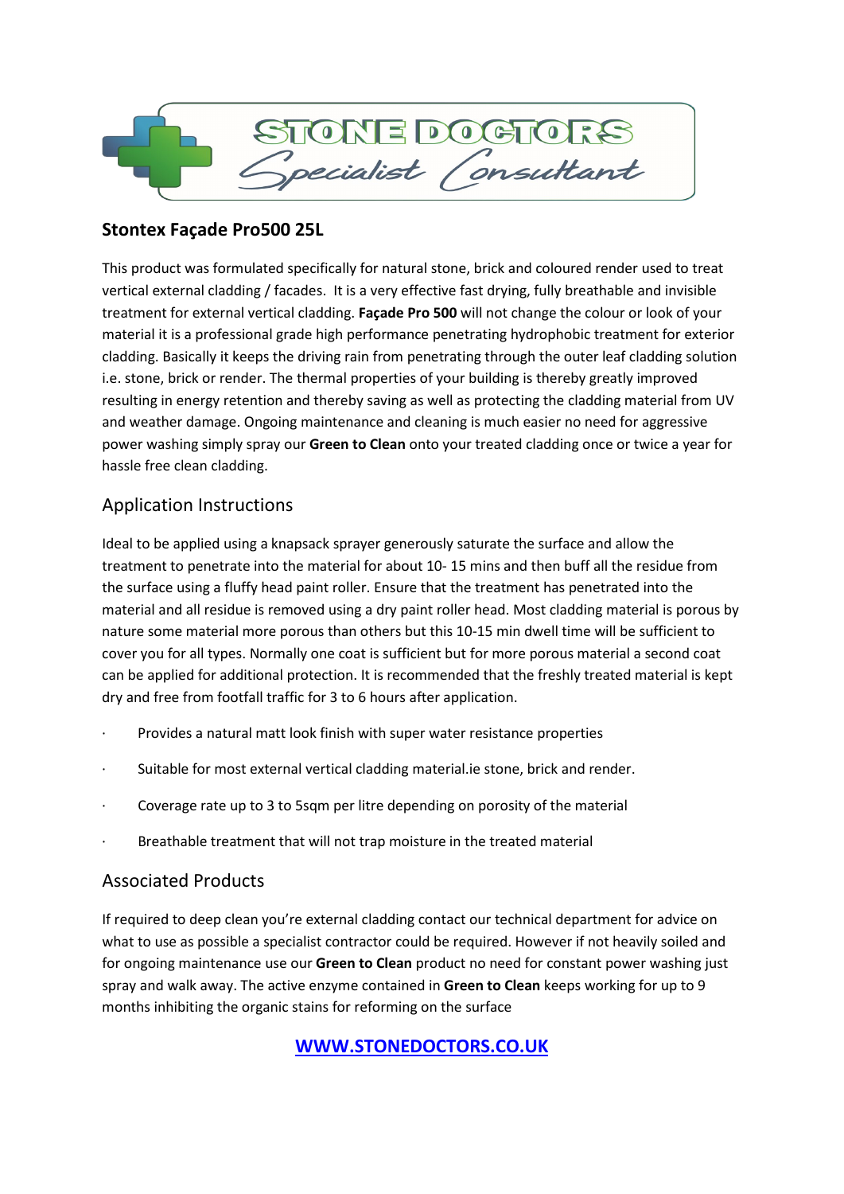STONE DOCTORS Specialist Consultant

## Stontex Façade Pro500 25L

This product was formulated specifically for natural stone, brick and coloured render used to treat vertical external cladding / facades. It is a very effective fast drying, fully breathable and invisible treatment for external vertical cladding. **Façade Pro 500** will not change the colour or look of your material it is a professional grade high performance penetrating hydrophobic treatment for exterior cladding. Basically it keeps the driving rain from penetrating through the outer leaf cladding solution i.e. stone, brick or render. The thermal properties of your building is thereby greatly improved resulting in energy retention and thereby saving as well as protecting the cladding material from UV and weather damage. Ongoing maintenance and cleaning is much easier no need for aggressive power washing simply spray our **Green to Clean** onto your treated cladding once or twice a year for hassle free clean cladding.

### Application Instructions

Ideal to be applied using a knapsack sprayer generously saturate the surface and allow the treatment to penetrate into the material for about 10- 15 mins and then buff all the residue from the surface using a fluffy head paint roller. Ensure that the treatment has penetrated into the material and all residue is removed using a dry paint roller head. Most cladding material is porous by nature some material more porous than others but this 10-15 min dwell time will be sufficient to cover you for all types. Normally one coat is sufficient but for more porous material a second coat can be applied for additional protection. It is recommended that the freshly treated material is kept dry and free from footfall traffic for 3 to 6 hours after application.

- Provides a natural matt look finish with super water resistance properties
- Suitable for most external vertical cladding material.ie stone, brick and render.
- Coverage rate up to 3 to 5sqm per litre depending on porosity of the material
- Breathable treatment that will not trap moisture in the treated material

### Associated Products

If required to deep clean you're external cladding contact our technical department for advice on what to use as possible a specialist contractor could be required. However if not heavily soiled and for ongoing maintenance use our **Green to Clean** product no need for constant power washing just spray and walk away. The active enzyme contained in **Green to Clean** keeps working for up to 9 months inhibiting the organic stains for reforming on the surface

**WWW.STONEDOCTORS.CO.UK**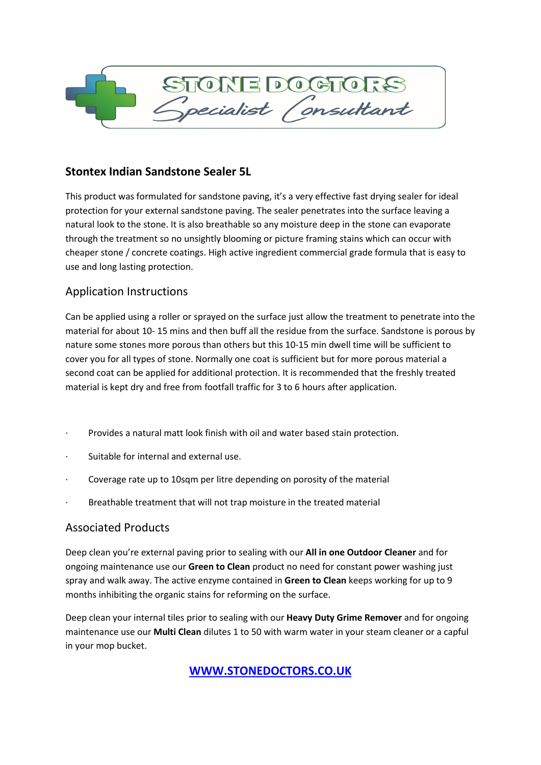STONE DOCTORS Specialist Consultant

## Stontex Indian Sandstone Sealer 5L

This product was formulated for sandstone paving, it's a very effective fast drying sealer for ideal protection for your external sandstone paving. The sealer penetrates into the surface leaving a natural look to the stone. It is also breathable so any moisture deep in the stone can evaporate through the treatment so no unsightly blooming or picture framing stains which can occur with cheaper stone / concrete coatings. High active ingredient commercial grade formula that is easy to use and long lasting protection.

### Application Instructions

Can be applied using a roller or sprayed on the surface just allow the treatment to penetrate into the material for about 10- 15 mins and then buff all the residue from the surface. Sandstone is porous by nature some stones more porous than others but this 10-15 min dwell time will be sufficient to cover you for all types of stone. Normally one coat is sufficient but for more porous material a second coat can be applied for additional protection. It is recommended that the freshly treated material is kept dry and free from footfall traffic for 3 to 6 hours after application.

- Provides a natural matt look finish with oil and water based stain protection.
- Suitable for internal and external use.
- Coverage rate up to 10sqm per litre depending on porosity of the material
- Breathable treatment that will not trap moisture in the treated material

### Associated Products

Deep clean you're external paving prior to sealing with our **All in one Outdoor Cleaner** and for ongoing maintenance use our **Green to Clean** product no need for constant power washing just spray and walk away. The active enzyme contained in **Green to Clean** keeps working for up to 9 months inhibiting the organic stains for reforming on the surface.

Deep clean your internal tiles prior to sealing with our **Heavy Duty Grime Remover** and for ongoing maintenance use our **Multi Clean** dilutes 1 to 50 with warm water in your steam cleaner or a capful in your mop bucket.

**WWW.STONEDOCTORS.CO.UK**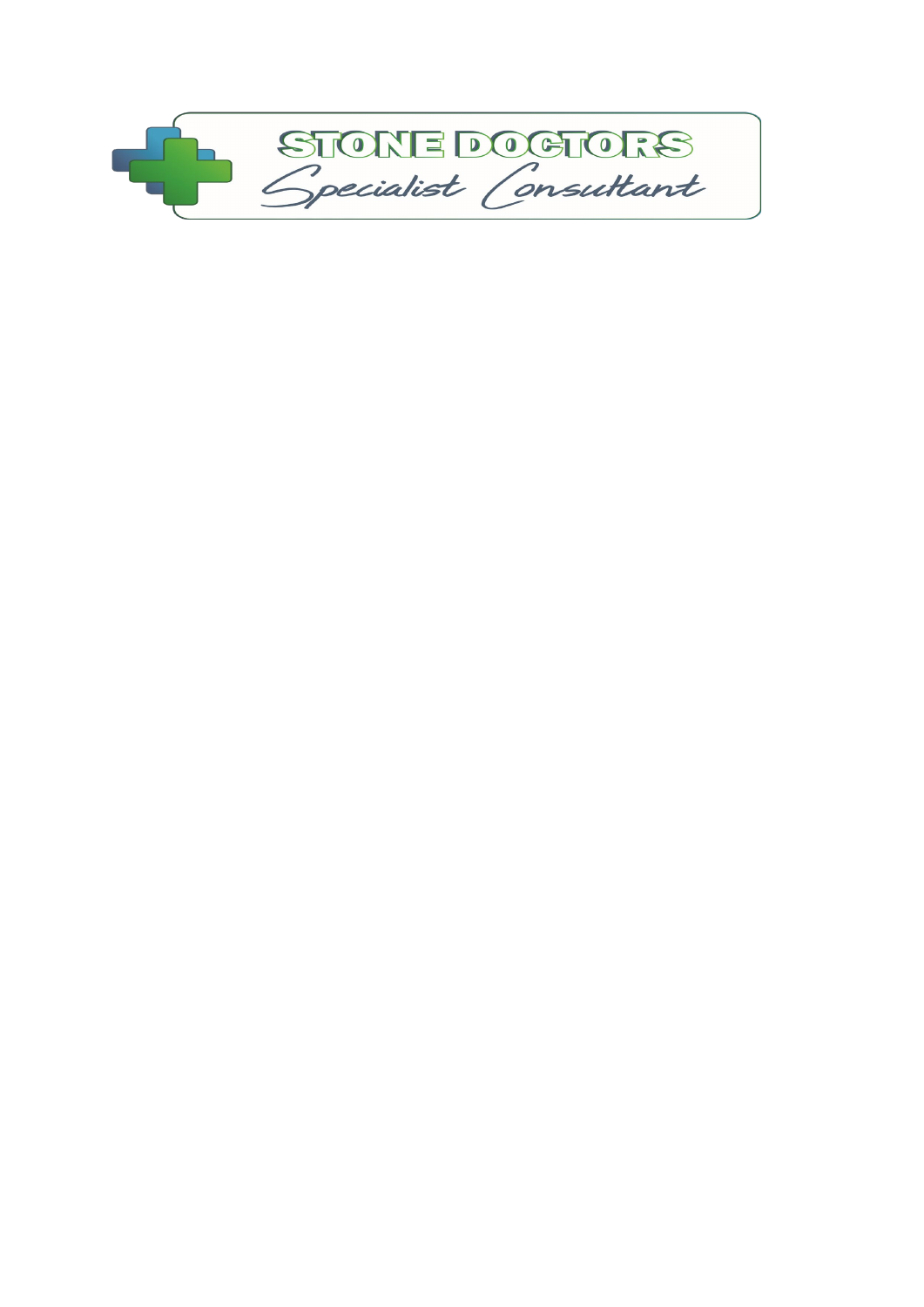STONE DOCTORS

Specialist Consultant